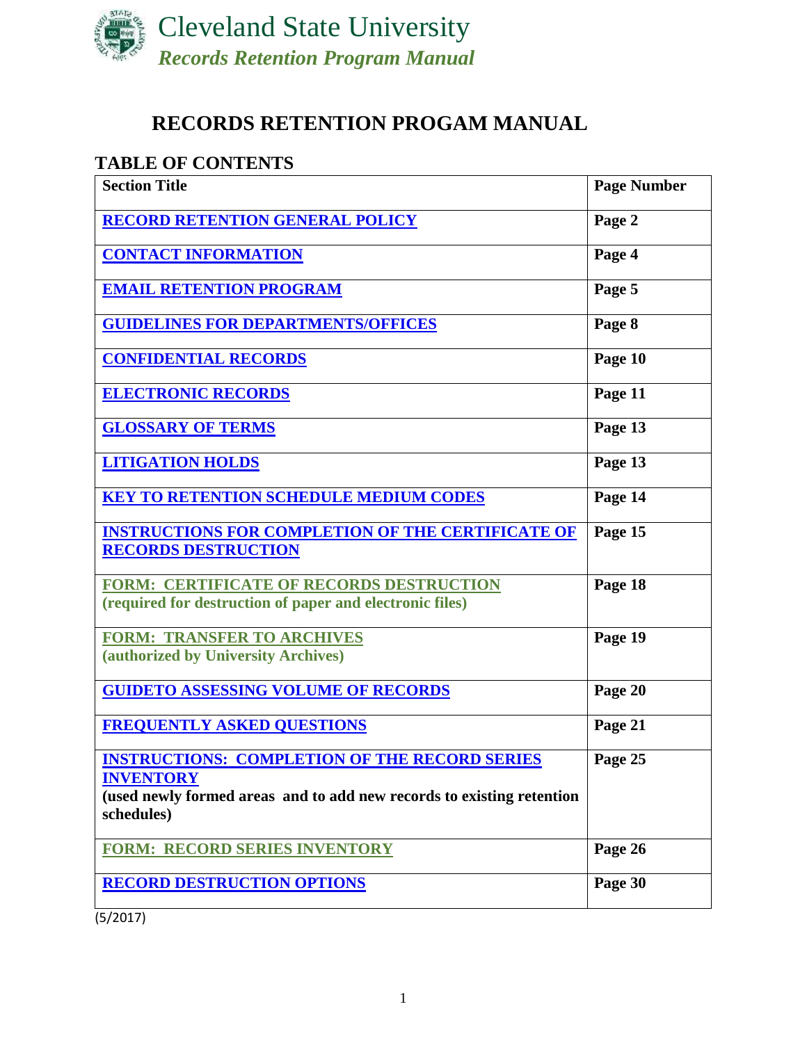# RECORDS RETENTION PROGAM MANUAL

## TABLE OF CONTENTS

| Section Title | Page Number |
|---|---|
| **RECORD RETENTION GENERAL POLICY** | **Page 2** |
| **CONTACT INFORMATION** | **Page 4** |
| **EMAIL RETENTION PROGRAM** | **Page 5** |
| **GUIDELINES FOR DEPARTMENTS/OFFICES** | **Page 8** |
| **CONFIDENTIAL RECORDS** | **Page 10** |
| **ELECTRONIC RECORDS** | **Page 11** |
| **GLOSSARY OF TERMS** | **Page 13** |
| **LITIGATION HOLDS** | **Page 13** |
| **KEY TO RETENTION SCHEDULE MEDIUM CODES** | **Page 14** |
| **INSTRUCTIONS FOR COMPLETION OF THE CERTIFICATE OF RECORDS DESTRUCTION** | **Page 15** |
| **FORM: CERTIFICATE OF RECORDS DESTRUCTION (required for destruction of paper and electronic files)** | **Page 18** |
| **FORM: TRANSFER TO ARCHIVES (authorized by University Archives)** | **Page 19** |
| **GUIDETO ASSESSING VOLUME OF RECORDS** | **Page 20** |
| **FREQUENTLY ASKED QUESTIONS** | **Page 21** |
| **INSTRUCTIONS: COMPLETION OF THE RECORD SERIES INVENTORY (used newly formed areas and to add new records to existing retention schedules)** | **Page 25** |
| **FORM: RECORD SERIES INVENTORY** | **Page 26** |
| **RECORD DESTRUCTION OPTIONS** | **Page 30** |

(5/2017)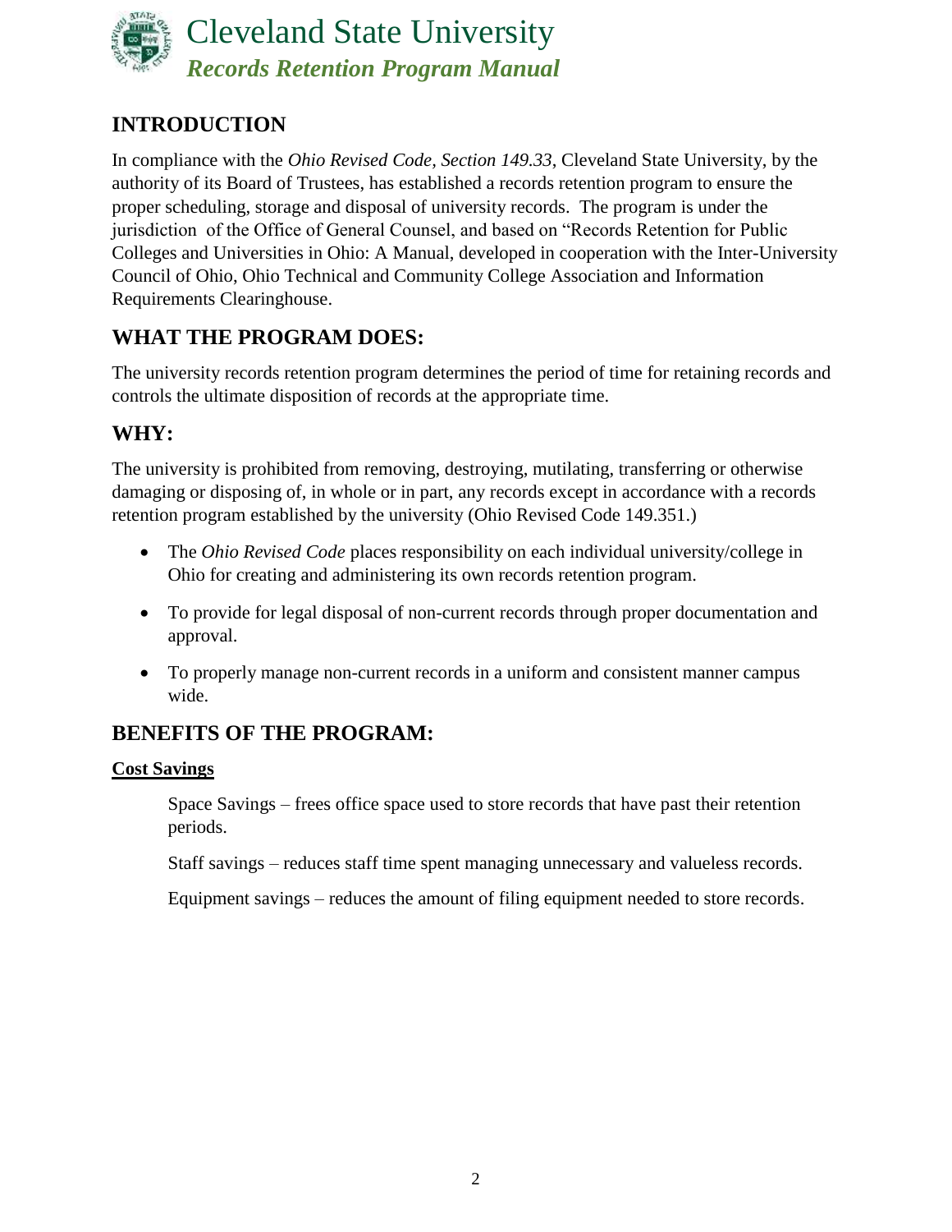# INTRODUCTION

In compliance with the *Ohio Revised Code, Section 149.33*, Cleveland State University, by the authority of its Board of Trustees, has established a records retention program to ensure the proper scheduling, storage and disposal of university records. The program is under the jurisdiction of the Office of General Counsel, and based on "Records Retention for Public Colleges and Universities in Ohio: A Manual, developed in cooperation with the Inter-University Council of Ohio, Ohio Technical and Community College Association and Information Requirements Clearinghouse.

## WHAT THE PROGRAM DOES:

The university records retention program determines the period of time for retaining records and controls the ultimate disposition of records at the appropriate time.

## WHY:

The university is prohibited from removing, destroying, mutilating, transferring or otherwise damaging or disposing of, in whole or in part, any records except in accordance with a records retention program established by the university (Ohio Revised Code 149.351.)

- The *Ohio Revised Code* places responsibility on each individual university/college in Ohio for creating and administering its own records retention program.
- To provide for legal disposal of non-current records through proper documentation and approval.
- To properly manage non-current records in a uniform and consistent manner campus wide.

## BENEFITS OF THE PROGRAM:

**Cost Savings**

Space Savings – frees office space used to store records that have past their retention periods.

Staff savings – reduces staff time spent managing unnecessary and valueless records.

Equipment savings – reduces the amount of filing equipment needed to store records.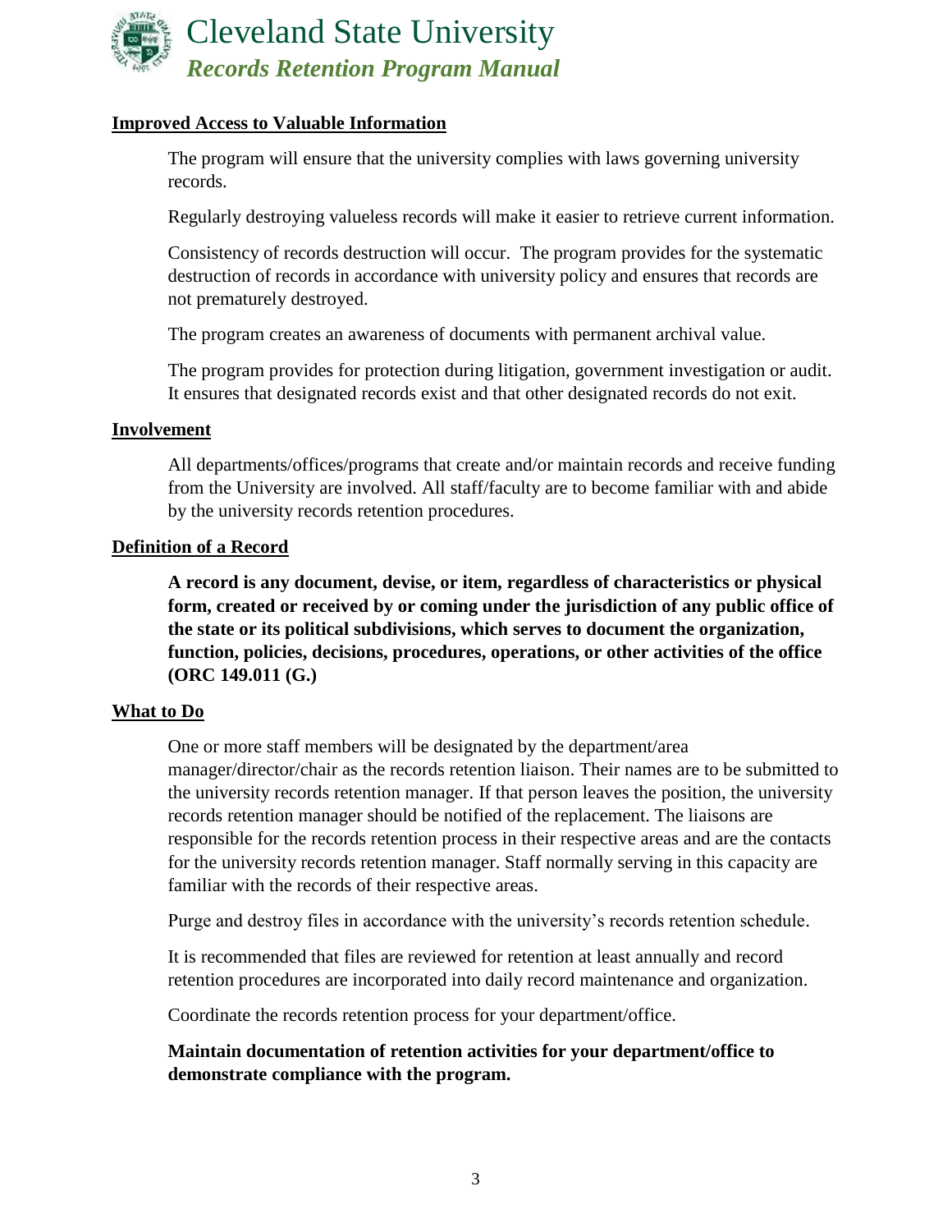**Improved Access to Valuable Information**

The program will ensure that the university complies with laws governing university records.

Regularly destroying valueless records will make it easier to retrieve current information.

Consistency of records destruction will occur. The program provides for the systematic destruction of records in accordance with university policy and ensures that records are not prematurely destroyed.

The program creates an awareness of documents with permanent archival value.

The program provides for protection during litigation, government investigation or audit. It ensures that designated records exist and that other designated records do not exit.

**Involvement**

All departments/offices/programs that create and/or maintain records and receive funding from the University are involved. All staff/faculty are to become familiar with and abide by the university records retention procedures.

**Definition of a Record**

**A record is any document, devise, or item, regardless of characteristics or physical form, created or received by or coming under the jurisdiction of any public office of the state or its political subdivisions, which serves to document the organization, function, policies, decisions, procedures, operations, or other activities of the office (ORC 149.011 (G.)**

**What to Do**

One or more staff members will be designated by the department/area manager/director/chair as the records retention liaison. Their names are to be submitted to the university records retention manager. If that person leaves the position, the university records retention manager should be notified of the replacement. The liaisons are responsible for the records retention process in their respective areas and are the contacts for the university records retention manager. Staff normally serving in this capacity are familiar with the records of their respective areas.

Purge and destroy files in accordance with the university's records retention schedule.

It is recommended that files are reviewed for retention at least annually and record retention procedures are incorporated into daily record maintenance and organization.

Coordinate the records retention process for your department/office.

**Maintain documentation of retention activities for your department/office to demonstrate compliance with the program.**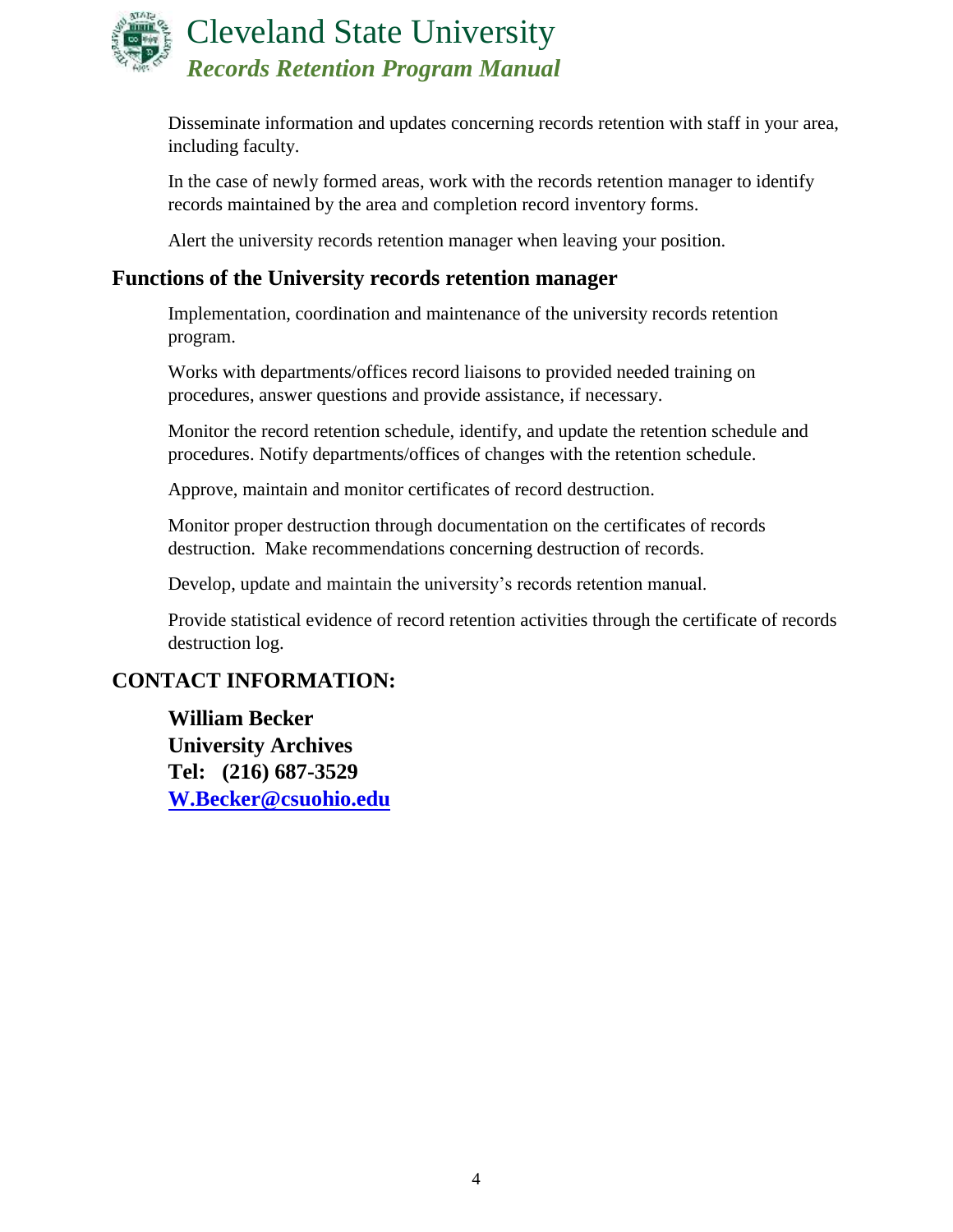Disseminate information and updates concerning records retention with staff in your area, including faculty.

In the case of newly formed areas, work with the records retention manager to identify records maintained by the area and completion record inventory forms.

Alert the university records retention manager when leaving your position.

## Functions of the University records retention manager

Implementation, coordination and maintenance of the university records retention program.

Works with departments/offices record liaisons to provided needed training on procedures, answer questions and provide assistance, if necessary.

Monitor the record retention schedule, identify, and update the retention schedule and procedures. Notify departments/offices of changes with the retention schedule.

Approve, maintain and monitor certificates of record destruction.

Monitor proper destruction through documentation on the certificates of records destruction. Make recommendations concerning destruction of records.

Develop, update and maintain the university's records retention manual.

Provide statistical evidence of record retention activities through the certificate of records destruction log.

## CONTACT INFORMATION:

**William Becker**
**University Archives**
**Tel: (216) 687-3529**
**W.Becker@csuohio.edu**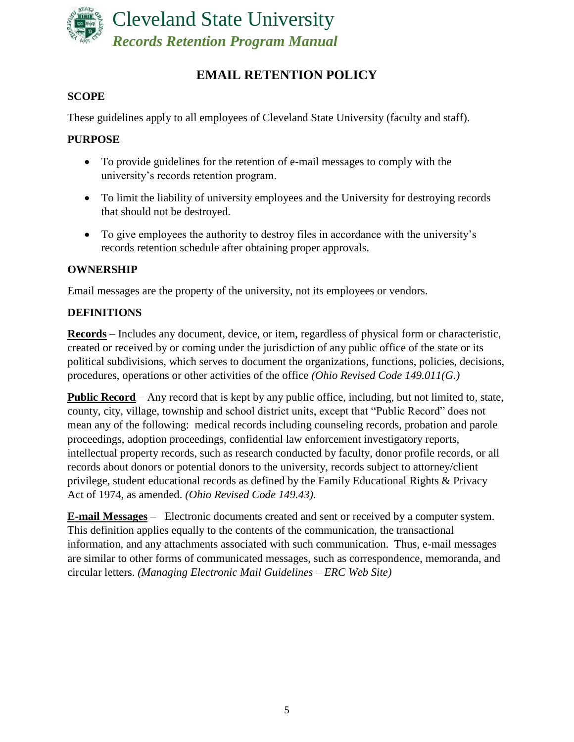# EMAIL RETENTION POLICY

## SCOPE

These guidelines apply to all employees of Cleveland State University (faculty and staff).

## PURPOSE

- To provide guidelines for the retention of e-mail messages to comply with the university's records retention program.
- To limit the liability of university employees and the University for destroying records that should not be destroyed.
- To give employees the authority to destroy files in accordance with the university's records retention schedule after obtaining proper approvals.

## OWNERSHIP

Email messages are the property of the university, not its employees or vendors.

## DEFINITIONS

**Records** – Includes any document, device, or item, regardless of physical form or characteristic, created or received by or coming under the jurisdiction of any public office of the state or its political subdivisions, which serves to document the organizations, functions, policies, decisions, procedures, operations or other activities of the office *(Ohio Revised Code 149.011(G.)*

**Public Record** – Any record that is kept by any public office, including, but not limited to, state, county, city, village, township and school district units, except that "Public Record" does not mean any of the following: medical records including counseling records, probation and parole proceedings, adoption proceedings, confidential law enforcement investigatory reports, intellectual property records, such as research conducted by faculty, donor profile records, or all records about donors or potential donors to the university, records subject to attorney/client privilege, student educational records as defined by the Family Educational Rights & Privacy Act of 1974, as amended. *(Ohio Revised Code 149.43).*

**E-mail Messages** – Electronic documents created and sent or received by a computer system. This definition applies equally to the contents of the communication, the transactional information, and any attachments associated with such communication. Thus, e-mail messages are similar to other forms of communicated messages, such as correspondence, memoranda, and circular letters. *(Managing Electronic Mail Guidelines – ERC Web Site)*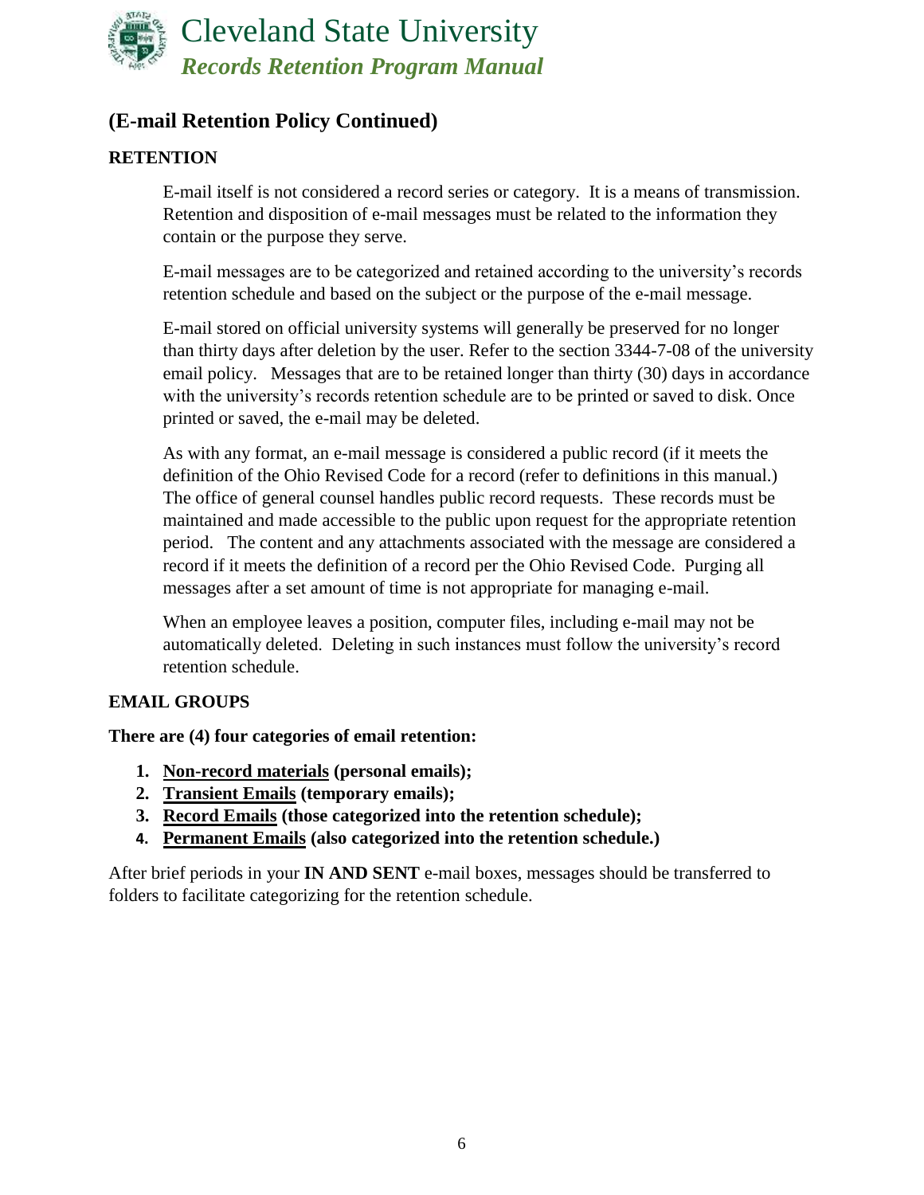## (E-mail Retention Policy Continued)

### RETENTION

E-mail itself is not considered a record series or category. It is a means of transmission. Retention and disposition of e-mail messages must be related to the information they contain or the purpose they serve.

E-mail messages are to be categorized and retained according to the university's records retention schedule and based on the subject or the purpose of the e-mail message.

E-mail stored on official university systems will generally be preserved for no longer than thirty days after deletion by the user. Refer to the section 3344-7-08 of the university email policy. Messages that are to be retained longer than thirty (30) days in accordance with the university's records retention schedule are to be printed or saved to disk. Once printed or saved, the e-mail may be deleted.

As with any format, an e-mail message is considered a public record (if it meets the definition of the Ohio Revised Code for a record (refer to definitions in this manual.) The office of general counsel handles public record requests. These records must be maintained and made accessible to the public upon request for the appropriate retention period. The content and any attachments associated with the message are considered a record if it meets the definition of a record per the Ohio Revised Code. Purging all messages after a set amount of time is not appropriate for managing e-mail.

When an employee leaves a position, computer files, including e-mail may not be automatically deleted. Deleting in such instances must follow the university's record retention schedule.

### EMAIL GROUPS

**There are (4) four categories of email retention:**

1. **<u>Non-record materials</u> (personal emails);**
2. **<u>Transient Emails</u> (temporary emails);**
3. **<u>Record Emails</u> (those categorized into the retention schedule);**
4. **<u>Permanent Emails</u> (also categorized into the retention schedule.)**

After brief periods in your **IN AND SENT** e-mail boxes, messages should be transferred to folders to facilitate categorizing for the retention schedule.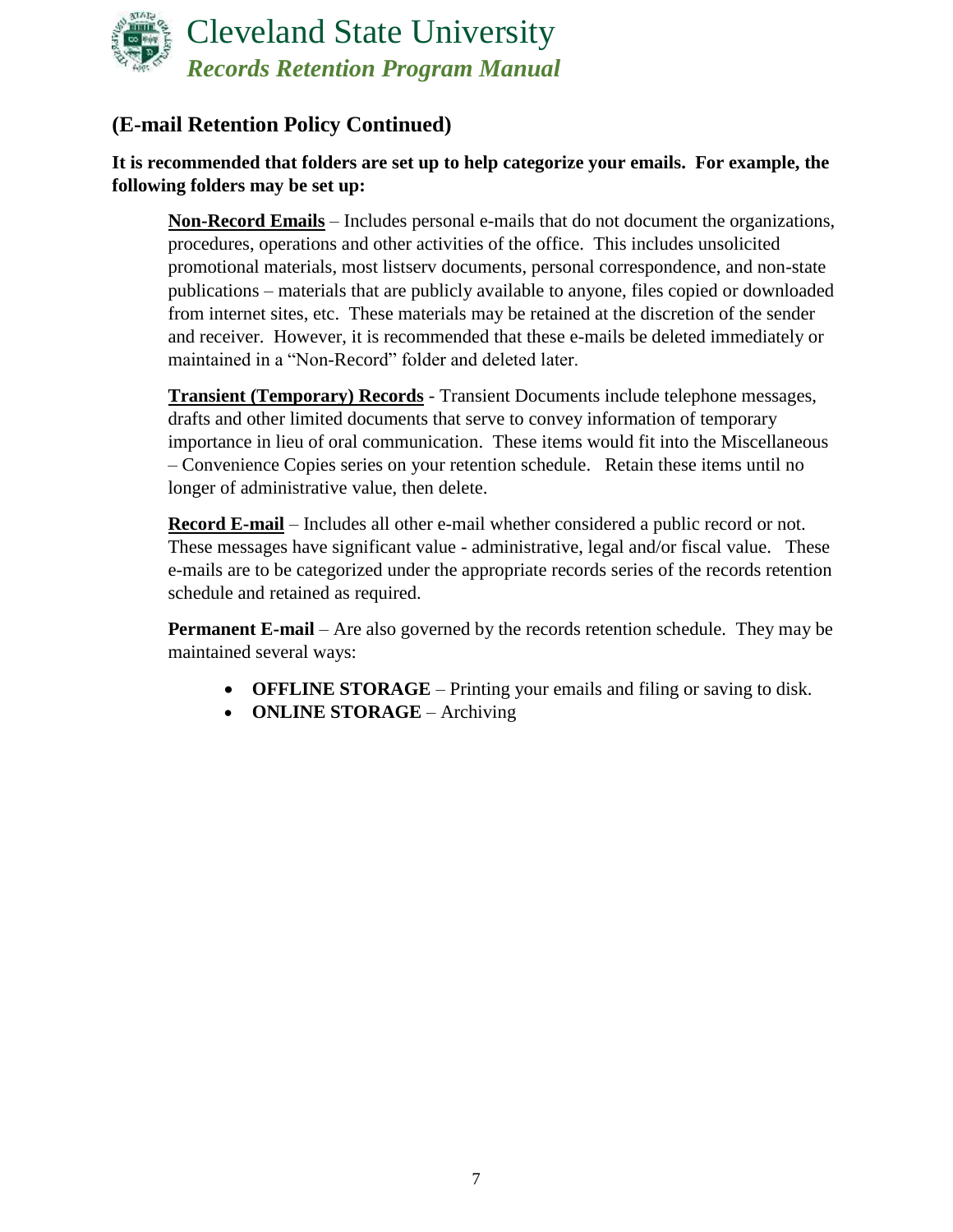## (E-mail Retention Policy Continued)

**It is recommended that folders are set up to help categorize your emails. For example, the following folders may be set up:**

**Non-Record Emails** – Includes personal e-mails that do not document the organizations, procedures, operations and other activities of the office. This includes unsolicited promotional materials, most listserv documents, personal correspondence, and non-state publications – materials that are publicly available to anyone, files copied or downloaded from internet sites, etc. These materials may be retained at the discretion of the sender and receiver. However, it is recommended that these e-mails be deleted immediately or maintained in a "Non-Record" folder and deleted later.

**Transient (Temporary) Records** - Transient Documents include telephone messages, drafts and other limited documents that serve to convey information of temporary importance in lieu of oral communication. These items would fit into the Miscellaneous – Convenience Copies series on your retention schedule. Retain these items until no longer of administrative value, then delete.

**Record E-mail** – Includes all other e-mail whether considered a public record or not. These messages have significant value - administrative, legal and/or fiscal value. These e-mails are to be categorized under the appropriate records series of the records retention schedule and retained as required.

**Permanent E-mail** – Are also governed by the records retention schedule. They may be maintained several ways:

- **OFFLINE STORAGE** – Printing your emails and filing or saving to disk.
- **ONLINE STORAGE** – Archiving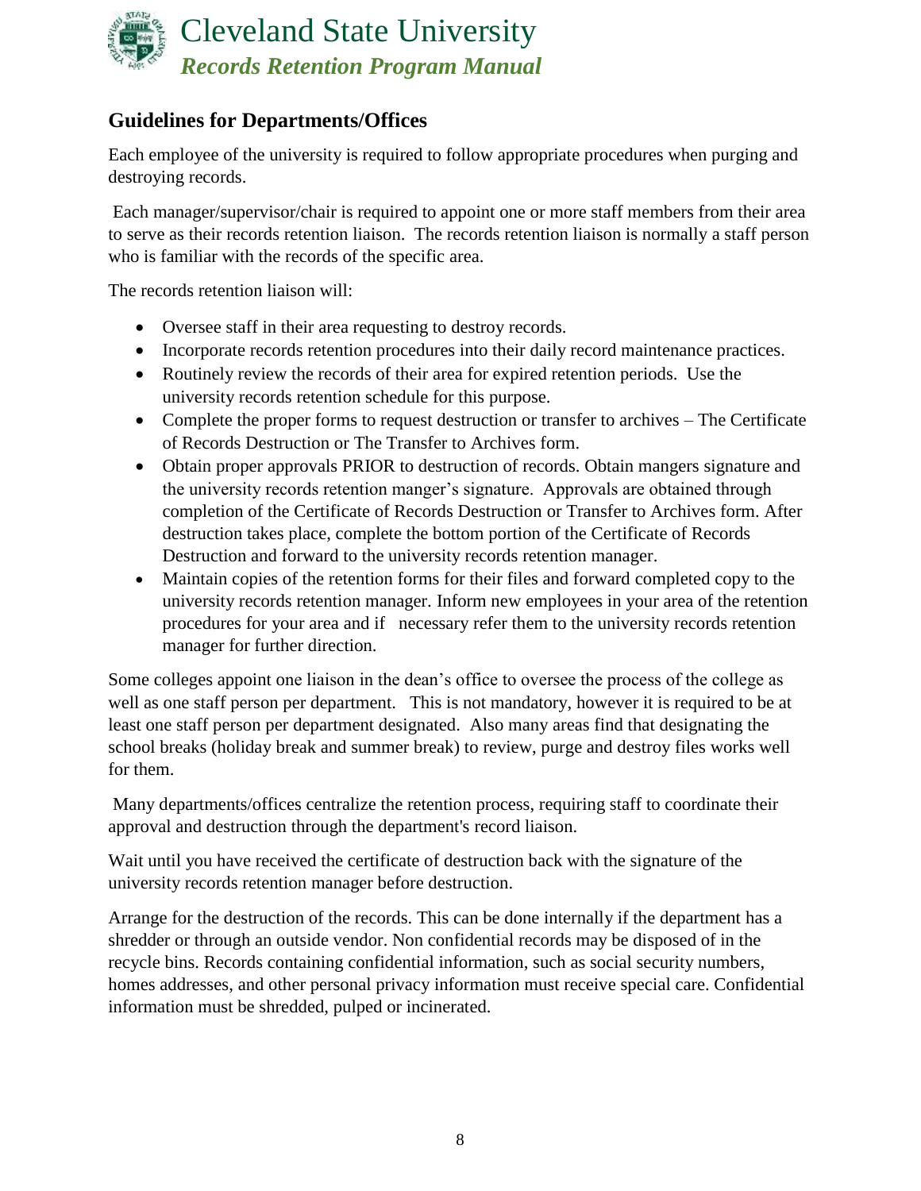## Guidelines for Departments/Offices

Each employee of the university is required to follow appropriate procedures when purging and destroying records.

Each manager/supervisor/chair is required to appoint one or more staff members from their area to serve as their records retention liaison. The records retention liaison is normally a staff person who is familiar with the records of the specific area.

The records retention liaison will:

- Oversee staff in their area requesting to destroy records.
- Incorporate records retention procedures into their daily record maintenance practices.
- Routinely review the records of their area for expired retention periods. Use the university records retention schedule for this purpose.
- Complete the proper forms to request destruction or transfer to archives – The Certificate of Records Destruction or The Transfer to Archives form.
- Obtain proper approvals PRIOR to destruction of records. Obtain mangers signature and the university records retention manger's signature. Approvals are obtained through completion of the Certificate of Records Destruction or Transfer to Archives form. After destruction takes place, complete the bottom portion of the Certificate of Records Destruction and forward to the university records retention manager.
- Maintain copies of the retention forms for their files and forward completed copy to the university records retention manager. Inform new employees in your area of the retention procedures for your area and if necessary refer them to the university records retention manager for further direction.

Some colleges appoint one liaison in the dean's office to oversee the process of the college as well as one staff person per department. This is not mandatory, however it is required to be at least one staff person per department designated. Also many areas find that designating the school breaks (holiday break and summer break) to review, purge and destroy files works well for them.

Many departments/offices centralize the retention process, requiring staff to coordinate their approval and destruction through the department's record liaison.

Wait until you have received the certificate of destruction back with the signature of the university records retention manager before destruction.

Arrange for the destruction of the records. This can be done internally if the department has a shredder or through an outside vendor. Non confidential records may be disposed of in the recycle bins. Records containing confidential information, such as social security numbers, homes addresses, and other personal privacy information must receive special care. Confidential information must be shredded, pulped or incinerated.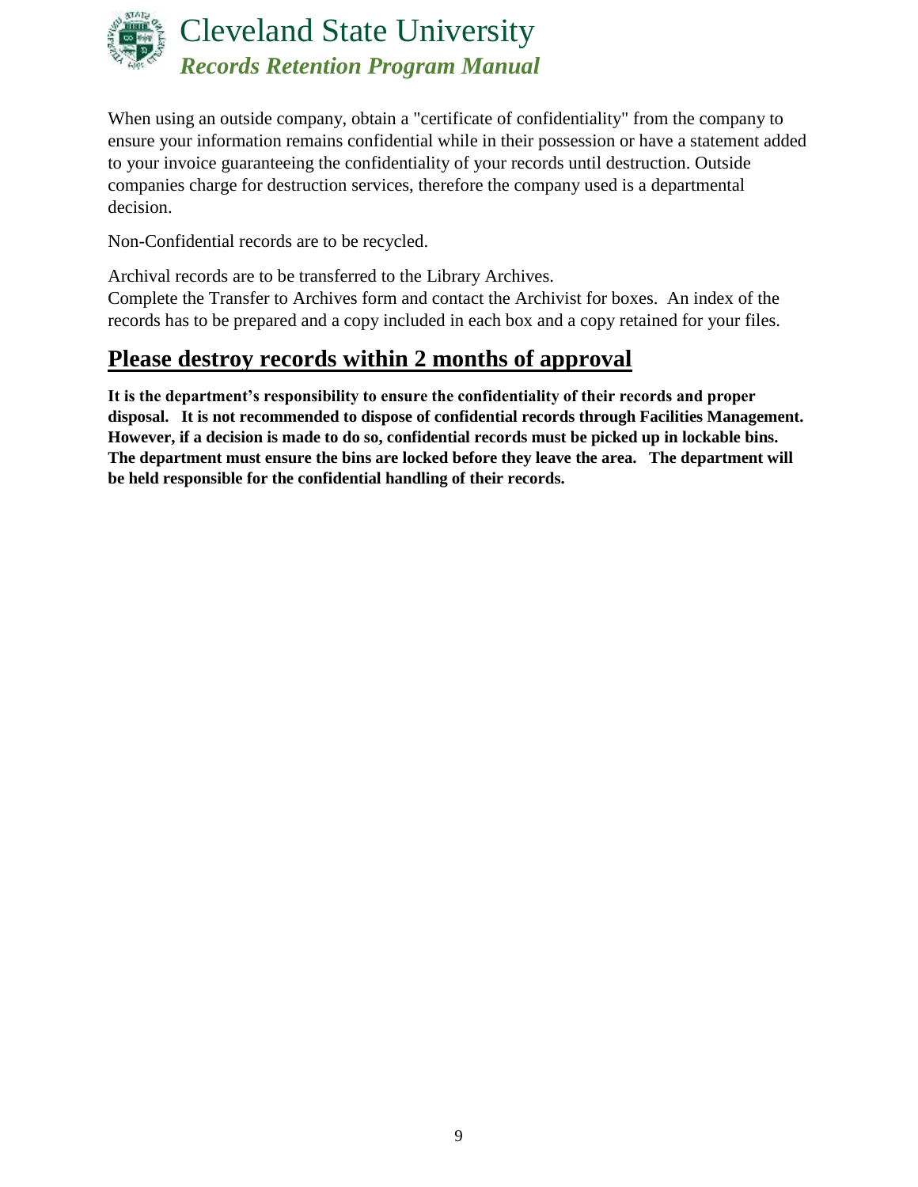When using an outside company, obtain a "certificate of confidentiality" from the company to ensure your information remains confidential while in their possession or have a statement added to your invoice guaranteeing the confidentiality of your records until destruction. Outside companies charge for destruction services, therefore the company used is a departmental decision.

Non-Confidential records are to be recycled.

Archival records are to be transferred to the Library Archives.
Complete the Transfer to Archives form and contact the Archivist for boxes. An index of the records has to be prepared and a copy included in each box and a copy retained for your files.

## **Please destroy records within 2 months of approval**

**It is the department's responsibility to ensure the confidentiality of their records and proper disposal. It is not recommended to dispose of confidential records through Facilities Management. However, if a decision is made to do so, confidential records must be picked up in lockable bins. The department must ensure the bins are locked before they leave the area. The department will be held responsible for the confidential handling of their records.**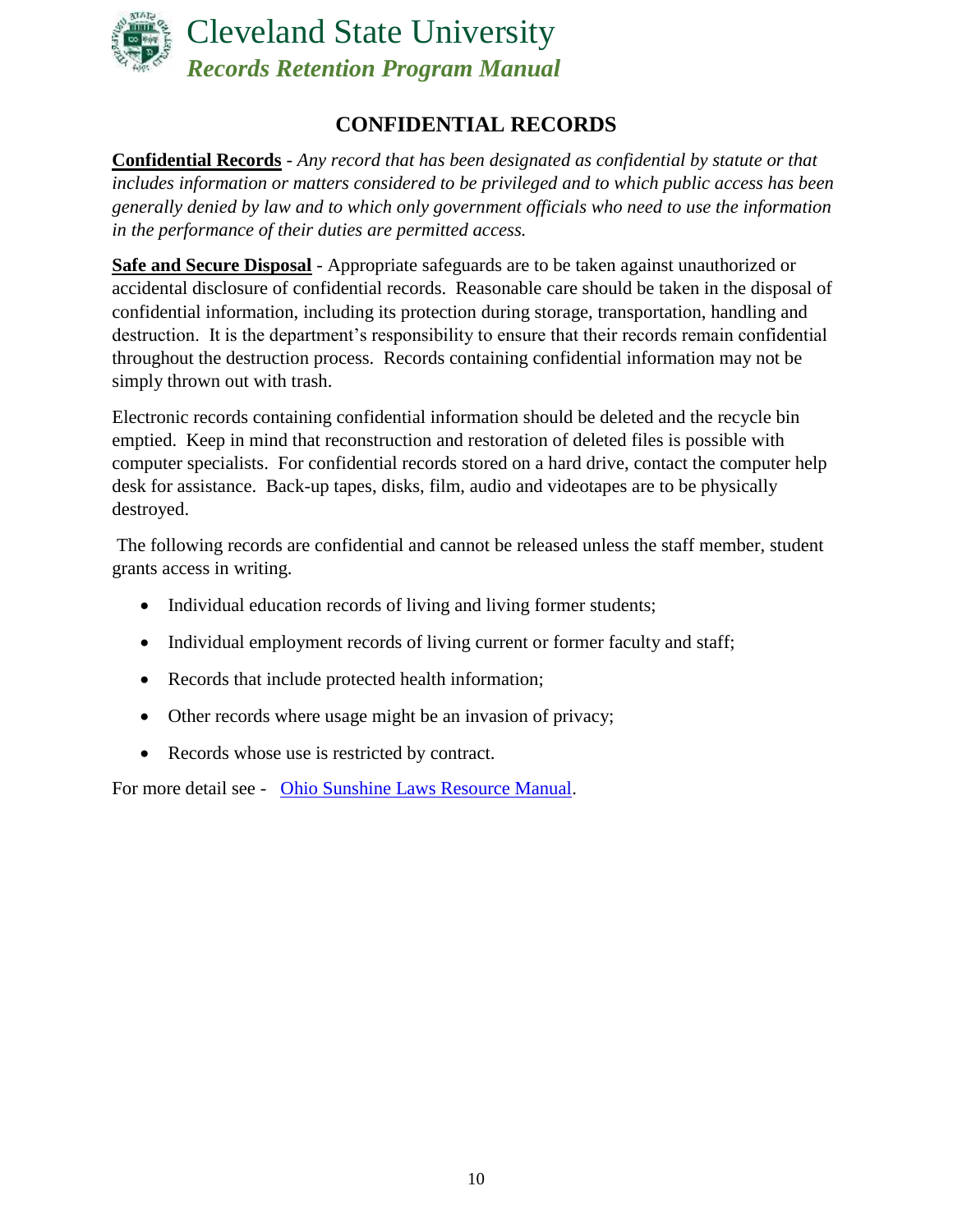## CONFIDENTIAL RECORDS

**Confidential Records** - *Any record that has been designated as confidential by statute or that includes information or matters considered to be privileged and to which public access has been generally denied by law and to which only government officials who need to use the information in the performance of their duties are permitted access.*

**Safe and Secure Disposal** - Appropriate safeguards are to be taken against unauthorized or accidental disclosure of confidential records. Reasonable care should be taken in the disposal of confidential information, including its protection during storage, transportation, handling and destruction. It is the department's responsibility to ensure that their records remain confidential throughout the destruction process. Records containing confidential information may not be simply thrown out with trash.

Electronic records containing confidential information should be deleted and the recycle bin emptied. Keep in mind that reconstruction and restoration of deleted files is possible with computer specialists. For confidential records stored on a hard drive, contact the computer help desk for assistance. Back-up tapes, disks, film, audio and videotapes are to be physically destroyed.

The following records are confidential and cannot be released unless the staff member, student grants access in writing.

- Individual education records of living and living former students;
- Individual employment records of living current or former faculty and staff;
- Records that include protected health information;
- Other records where usage might be an invasion of privacy;
- Records whose use is restricted by contract.

For more detail see - Ohio Sunshine Laws Resource Manual.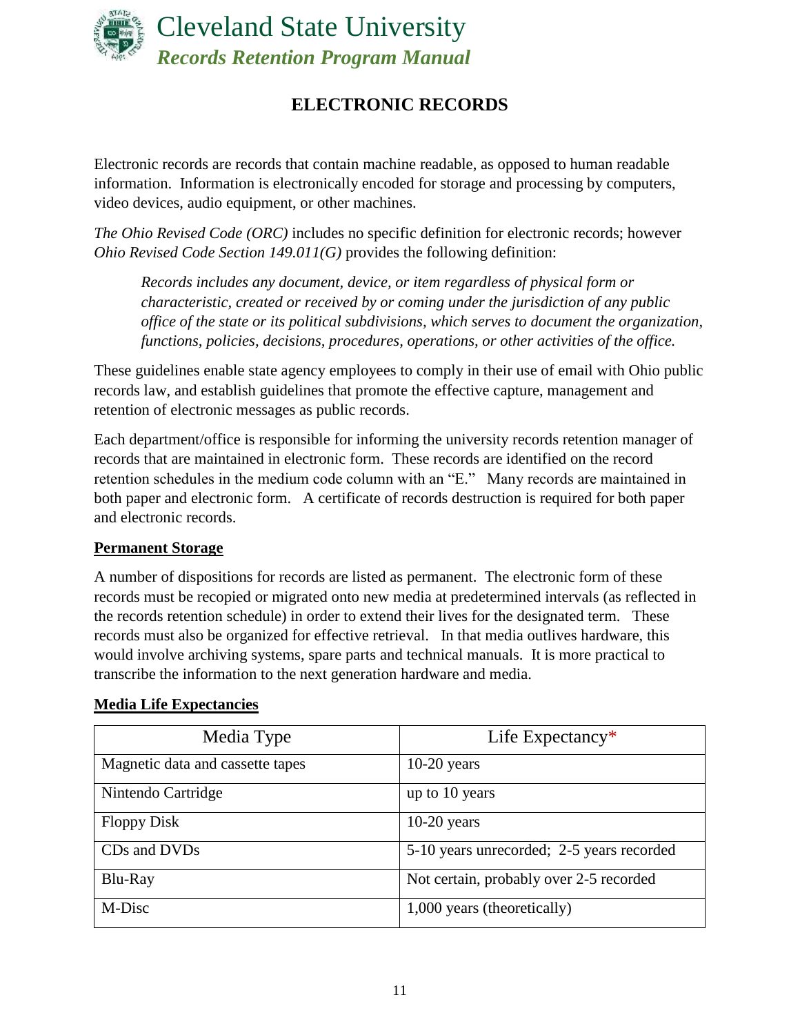# ELECTRONIC RECORDS

Electronic records are records that contain machine readable, as opposed to human readable information. Information is electronically encoded for storage and processing by computers, video devices, audio equipment, or other machines.

*The Ohio Revised Code (ORC)* includes no specific definition for electronic records; however *Ohio Revised Code Section 149.011(G)* provides the following definition:

> *Records includes any document, device, or item regardless of physical form or characteristic, created or received by or coming under the jurisdiction of any public office of the state or its political subdivisions, which serves to document the organization, functions, policies, decisions, procedures, operations, or other activities of the office.*

These guidelines enable state agency employees to comply in their use of email with Ohio public records law, and establish guidelines that promote the effective capture, management and retention of electronic messages as public records.

Each department/office is responsible for informing the university records retention manager of records that are maintained in electronic form. These records are identified on the record retention schedules in the medium code column with an "E." Many records are maintained in both paper and electronic form. A certificate of records destruction is required for both paper and electronic records.

**Permanent Storage**

A number of dispositions for records are listed as permanent. The electronic form of these records must be recopied or migrated onto new media at predetermined intervals (as reflected in the records retention schedule) in order to extend their lives for the designated term. These records must also be organized for effective retrieval. In that media outlives hardware, this would involve archiving systems, spare parts and technical manuals. It is more practical to transcribe the information to the next generation hardware and media.

**Media Life Expectancies**

| Media Type | Life Expectancy* |
|---|---|
| Magnetic data and cassette tapes | 10-20 years |
| Nintendo Cartridge | up to 10 years |
| Floppy Disk | 10-20 years |
| CDs and DVDs | 5-10 years unrecorded; 2-5 years recorded |
| Blu-Ray | Not certain, probably over 2-5 recorded |
| M-Disc | 1,000 years (theoretically) |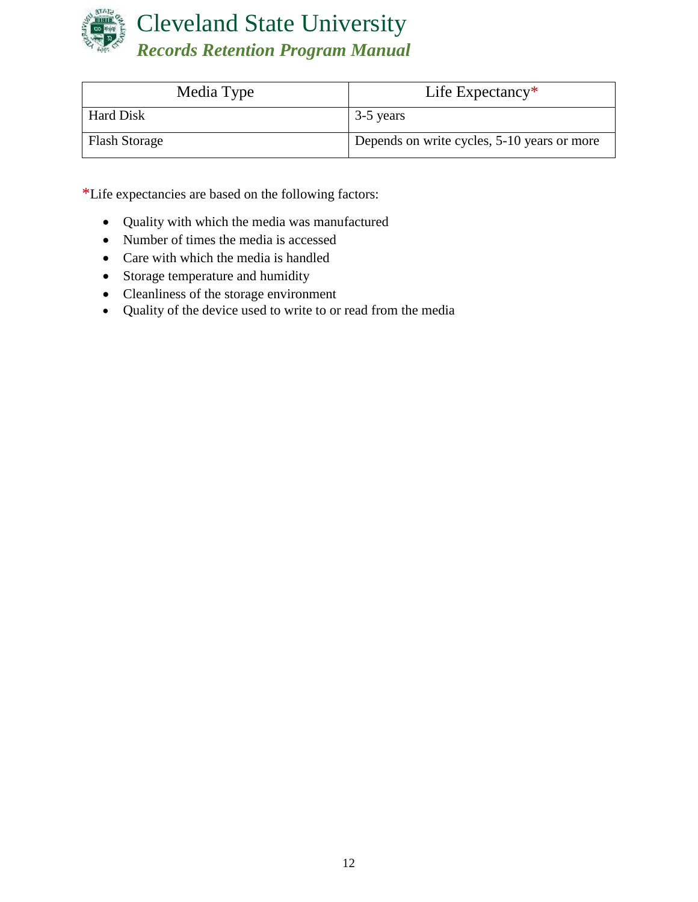| Media Type | Life Expectancy* |
|---|---|
| Hard Disk | 3-5 years |
| Flash Storage | Depends on write cycles, 5-10 years or more |

*Life expectancies are based on the following factors:

- Quality with which the media was manufactured
- Number of times the media is accessed
- Care with which the media is handled
- Storage temperature and humidity
- Cleanliness of the storage environment
- Quality of the device used to write to or read from the media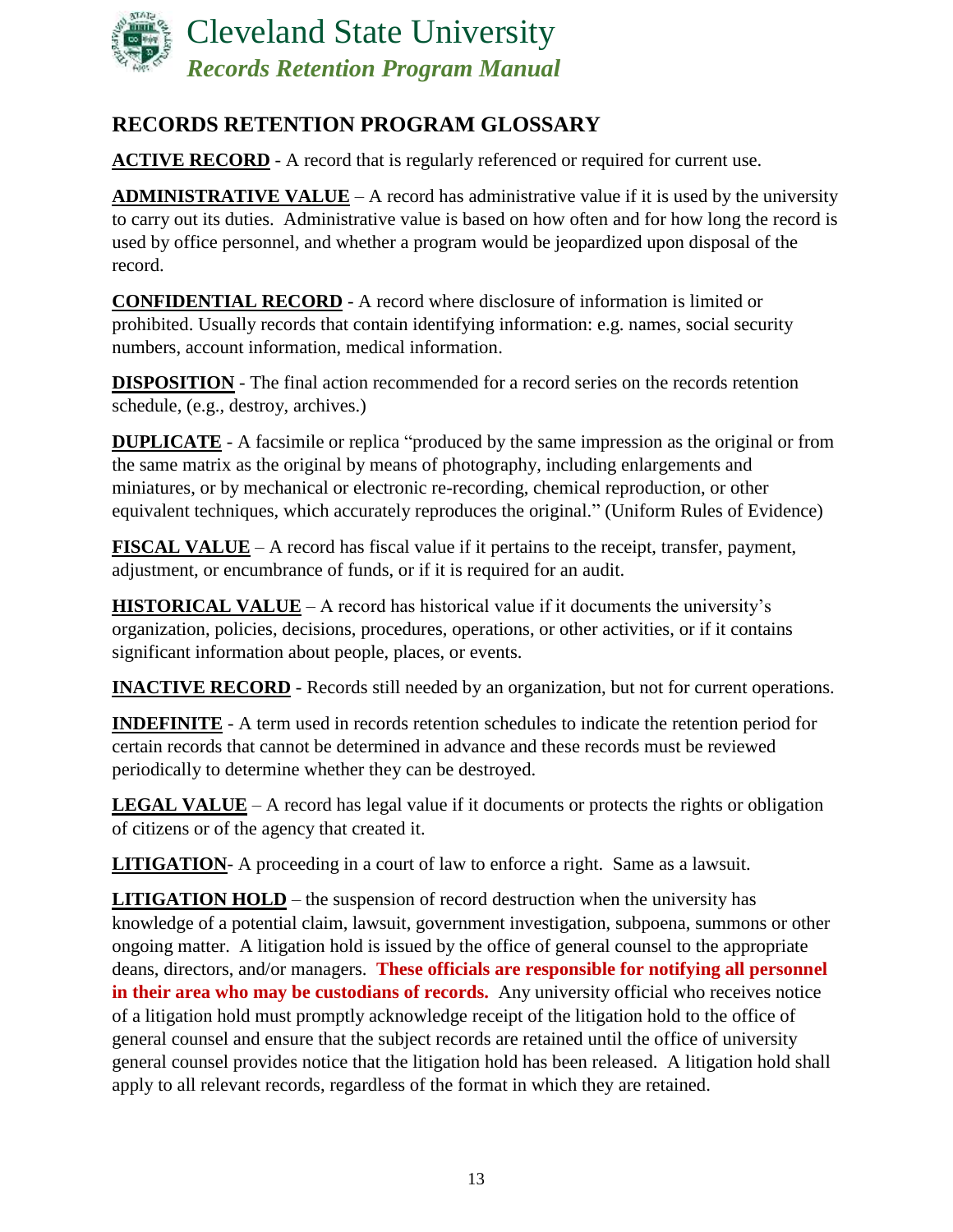## RECORDS RETENTION PROGRAM GLOSSARY

**ACTIVE RECORD** - A record that is regularly referenced or required for current use.

**ADMINISTRATIVE VALUE** – A record has administrative value if it is used by the university to carry out its duties. Administrative value is based on how often and for how long the record is used by office personnel, and whether a program would be jeopardized upon disposal of the record.

**CONFIDENTIAL RECORD** - A record where disclosure of information is limited or prohibited. Usually records that contain identifying information: e.g. names, social security numbers, account information, medical information.

**DISPOSITION** - The final action recommended for a record series on the records retention schedule, (e.g., destroy, archives.)

**DUPLICATE** - A facsimile or replica "produced by the same impression as the original or from the same matrix as the original by means of photography, including enlargements and miniatures, or by mechanical or electronic re-recording, chemical reproduction, or other equivalent techniques, which accurately reproduces the original." (Uniform Rules of Evidence)

**FISCAL VALUE** – A record has fiscal value if it pertains to the receipt, transfer, payment, adjustment, or encumbrance of funds, or if it is required for an audit.

**HISTORICAL VALUE** – A record has historical value if it documents the university's organization, policies, decisions, procedures, operations, or other activities, or if it contains significant information about people, places, or events.

**INACTIVE RECORD** - Records still needed by an organization, but not for current operations.

**INDEFINITE** - A term used in records retention schedules to indicate the retention period for certain records that cannot be determined in advance and these records must be reviewed periodically to determine whether they can be destroyed.

**LEGAL VALUE** – A record has legal value if it documents or protects the rights or obligation of citizens or of the agency that created it.

**LITIGATION**- A proceeding in a court of law to enforce a right. Same as a lawsuit.

**LITIGATION HOLD** – the suspension of record destruction when the university has knowledge of a potential claim, lawsuit, government investigation, subpoena, summons or other ongoing matter. A litigation hold is issued by the office of general counsel to the appropriate deans, directors, and/or managers. **These officials are responsible for notifying all personnel in their area who may be custodians of records.** Any university official who receives notice of a litigation hold must promptly acknowledge receipt of the litigation hold to the office of general counsel and ensure that the subject records are retained until the office of university general counsel provides notice that the litigation hold has been released. A litigation hold shall apply to all relevant records, regardless of the format in which they are retained.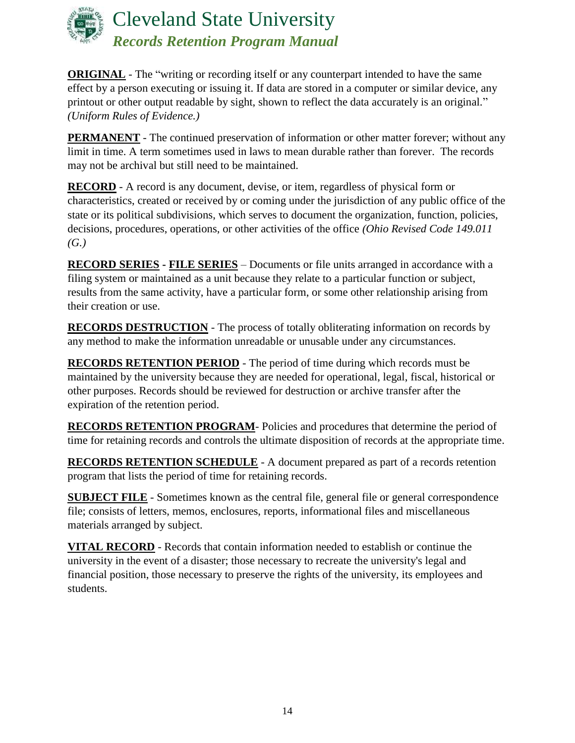**ORIGINAL** - The "writing or recording itself or any counterpart intended to have the same effect by a person executing or issuing it. If data are stored in a computer or similar device, any printout or other output readable by sight, shown to reflect the data accurately is an original." *(Uniform Rules of Evidence.)*

**PERMANENT** - The continued preservation of information or other matter forever; without any limit in time. A term sometimes used in laws to mean durable rather than forever. The records may not be archival but still need to be maintained.

**RECORD** - A record is any document, devise, or item, regardless of physical form or characteristics, created or received by or coming under the jurisdiction of any public office of the state or its political subdivisions, which serves to document the organization, function, policies, decisions, procedures, operations, or other activities of the office *(Ohio Revised Code 149.011 (G.)*

**RECORD SERIES - FILE SERIES** – Documents or file units arranged in accordance with a filing system or maintained as a unit because they relate to a particular function or subject, results from the same activity, have a particular form, or some other relationship arising from their creation or use.

**RECORDS DESTRUCTION** - The process of totally obliterating information on records by any method to make the information unreadable or unusable under any circumstances.

**RECORDS RETENTION PERIOD** - The period of time during which records must be maintained by the university because they are needed for operational, legal, fiscal, historical or other purposes. Records should be reviewed for destruction or archive transfer after the expiration of the retention period.

**RECORDS RETENTION PROGRAM**- Policies and procedures that determine the period of time for retaining records and controls the ultimate disposition of records at the appropriate time.

**RECORDS RETENTION SCHEDULE** - A document prepared as part of a records retention program that lists the period of time for retaining records.

**SUBJECT FILE** - Sometimes known as the central file, general file or general correspondence file; consists of letters, memos, enclosures, reports, informational files and miscellaneous materials arranged by subject.

**VITAL RECORD** - Records that contain information needed to establish or continue the university in the event of a disaster; those necessary to recreate the university's legal and financial position, those necessary to preserve the rights of the university, its employees and students.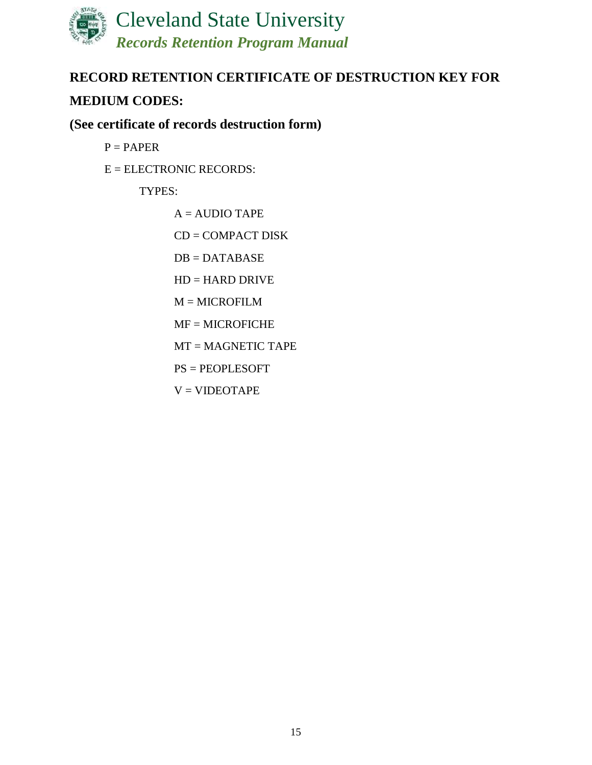**RECORD RETENTION CERTIFICATE OF DESTRUCTION KEY FOR MEDIUM CODES:**

**(See certificate of records destruction form)**

- P = PAPER
- E = ELECTRONIC RECORDS:
  - TYPES:
    - A = AUDIO TAPE
    - CD = COMPACT DISK
    - DB = DATABASE
    - HD = HARD DRIVE
    - M = MICROFILM
    - MF = MICROFICHE
    - MT = MAGNETIC TAPE
    - PS = PEOPLESOFT
    - V = VIDEOTAPE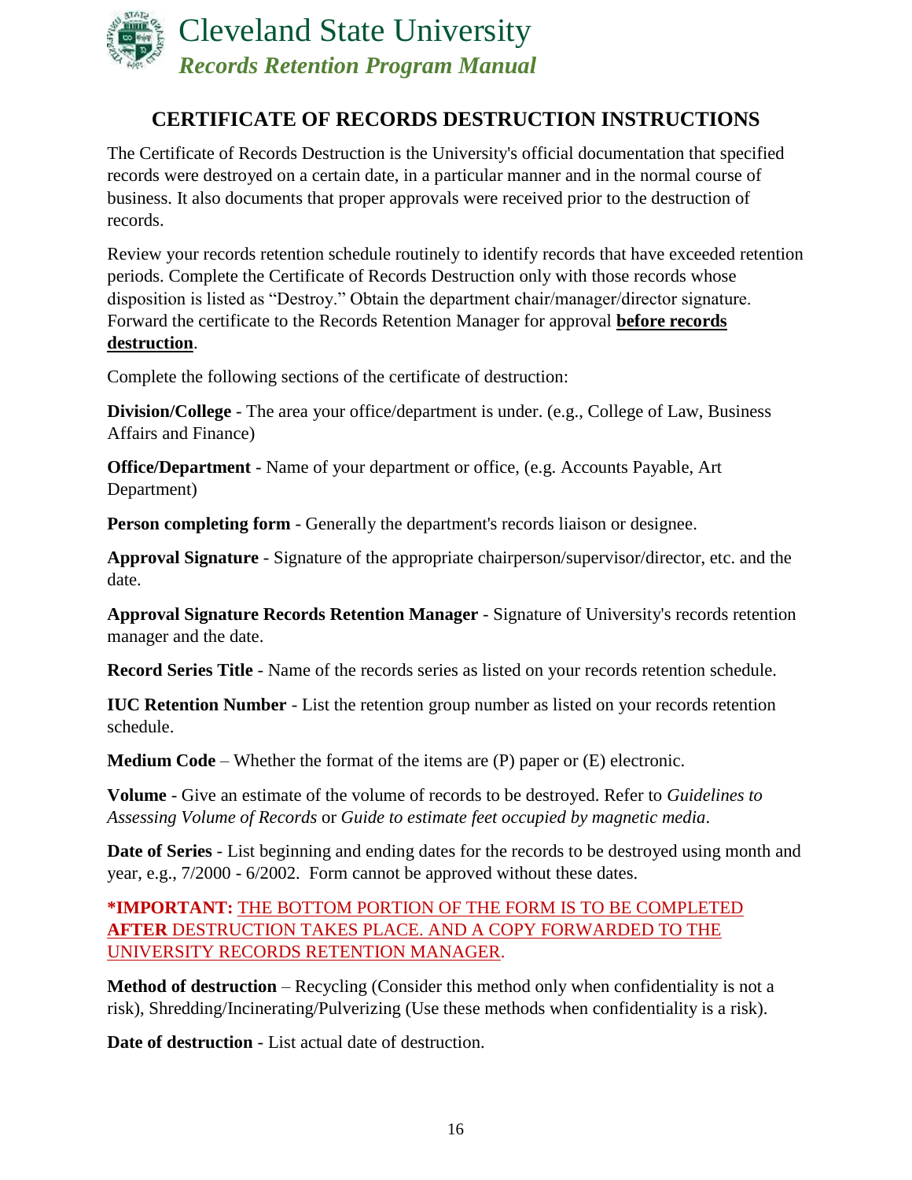## CERTIFICATE OF RECORDS DESTRUCTION INSTRUCTIONS

The Certificate of Records Destruction is the University's official documentation that specified records were destroyed on a certain date, in a particular manner and in the normal course of business. It also documents that proper approvals were received prior to the destruction of records.

Review your records retention schedule routinely to identify records that have exceeded retention periods. Complete the Certificate of Records Destruction only with those records whose disposition is listed as "Destroy." Obtain the department chair/manager/director signature. Forward the certificate to the Records Retention Manager for approval **before records destruction**.

Complete the following sections of the certificate of destruction:

**Division/College** - The area your office/department is under. (e.g., College of Law, Business Affairs and Finance)

**Office/Department** - Name of your department or office, (e.g. Accounts Payable, Art Department)

**Person completing form** - Generally the department's records liaison or designee.

**Approval Signature** - Signature of the appropriate chairperson/supervisor/director, etc. and the date.

**Approval Signature Records Retention Manager** - Signature of University's records retention manager and the date.

**Record Series Title** - Name of the records series as listed on your records retention schedule.

**IUC Retention Number** - List the retention group number as listed on your records retention schedule.

**Medium Code** – Whether the format of the items are (P) paper or (E) electronic.

**Volume** - Give an estimate of the volume of records to be destroyed. Refer to *Guidelines to Assessing Volume of Records* or *Guide to estimate feet occupied by magnetic media*.

**Date of Series** - List beginning and ending dates for the records to be destroyed using month and year, e.g., 7/2000 - 6/2002. Form cannot be approved without these dates.

**\*IMPORTANT:** THE BOTTOM PORTION OF THE FORM IS TO BE COMPLETED **AFTER** DESTRUCTION TAKES PLACE. AND A COPY FORWARDED TO THE UNIVERSITY RECORDS RETENTION MANAGER.

**Method of destruction** – Recycling (Consider this method only when confidentiality is not a risk), Shredding/Incinerating/Pulverizing (Use these methods when confidentiality is a risk).

**Date of destruction** - List actual date of destruction.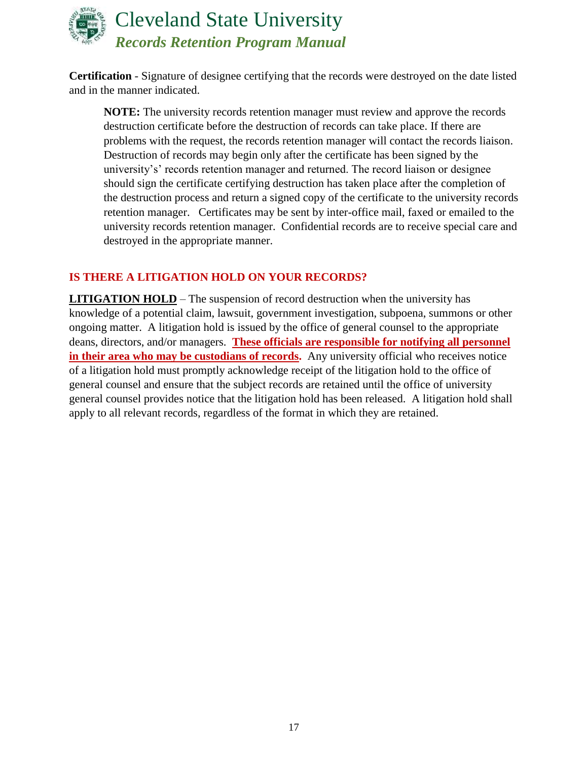**Certification** - Signature of designee certifying that the records were destroyed on the date listed and in the manner indicated.

> **NOTE:** The university records retention manager must review and approve the records destruction certificate before the destruction of records can take place. If there are problems with the request, the records retention manager will contact the records liaison. Destruction of records may begin only after the certificate has been signed by the university's' records retention manager and returned. The record liaison or designee should sign the certificate certifying destruction has taken place after the completion of the destruction process and return a signed copy of the certificate to the university records retention manager. Certificates may be sent by inter-office mail, faxed or emailed to the university records retention manager. Confidential records are to receive special care and destroyed in the appropriate manner.

## IS THERE A LITIGATION HOLD ON YOUR RECORDS?

**LITIGATION HOLD** – The suspension of record destruction when the university has knowledge of a potential claim, lawsuit, government investigation, subpoena, summons or other ongoing matter. A litigation hold is issued by the office of general counsel to the appropriate deans, directors, and/or managers. **These officials are responsible for notifying all personnel in their area who may be custodians of records.** Any university official who receives notice of a litigation hold must promptly acknowledge receipt of the litigation hold to the office of general counsel and ensure that the subject records are retained until the office of university general counsel provides notice that the litigation hold has been released. A litigation hold shall apply to all relevant records, regardless of the format in which they are retained.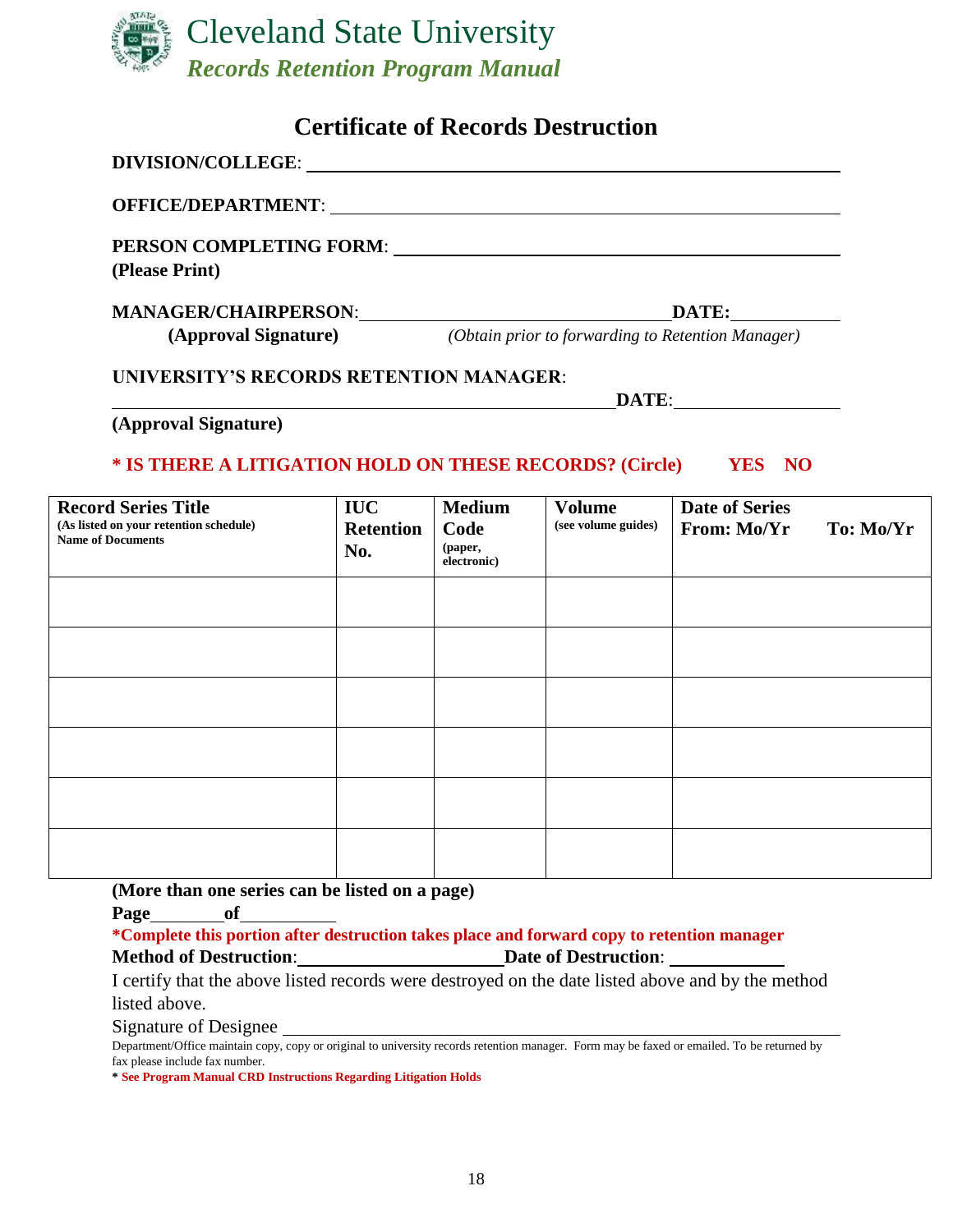Cleveland State University

*Records Retention Program Manual*

## Certificate of Records Destruction

**DIVISION/COLLEGE**: ______________________________________________

**OFFICE/DEPARTMENT**: ______________________________________________

**PERSON COMPLETING FORM**: ______________________________________________

**(Please Print)**

**MANAGER/CHAIRPERSON**: ______________________________ **DATE:** ____________

**(Approval Signature)** *(Obtain prior to forwarding to Retention Manager)*

**UNIVERSITY'S RECORDS RETENTION MANAGER**:

______________________________________________ **DATE**: ____________

**(Approval Signature)**

*** IS THERE A LITIGATION HOLD ON THESE RECORDS? (Circle) YES NO**

| **Record Series Title** (As listed on your retention schedule) Name of Documents | **IUC Retention No.** | **Medium Code** (paper, electronic) | **Volume** (see volume guides) | **Date of Series** From: Mo/Yr To: Mo/Yr |
|---|---|---|---|---|
| | | | | |
| | | | | |
| | | | | |
| | | | | |
| | | | | |
| | | | | |

**(More than one series can be listed on a page)**

**Page** ________ **of** __________

***Complete this portion after destruction takes place and forward copy to retention manager**

**Method of Destruction**: ______________________ **Date of Destruction**: ____________

I certify that the above listed records were destroyed on the date listed above and by the method listed above.

Signature of Designee ______________________________________________

Department/Office maintain copy, copy or original to university records retention manager. Form may be faxed or emailed. To be returned by fax please include fax number.

*** See Program Manual CRD Instructions Regarding Litigation Holds**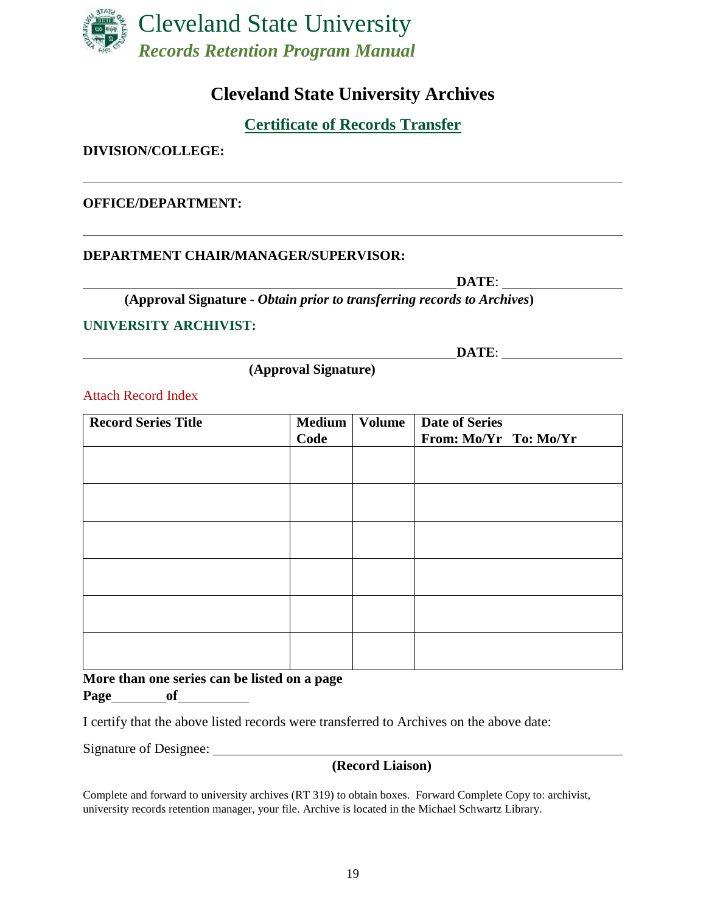# Cleveland State University Archives

## Certificate of Records Transfer

**DIVISION/COLLEGE:**

______________________________________________________________________

**OFFICE/DEPARTMENT:**

______________________________________________________________________

**DEPARTMENT CHAIR/MANAGER/SUPERVISOR:**

______________________________________________ **DATE**: _______________

**(Approval Signature -** ***Obtain prior to transferring records to Archives*****)**

**UNIVERSITY ARCHIVIST:**

______________________________________________ **DATE**: _______________

**(Approval Signature)**

Attach Record Index

| Record Series Title | Medium Code | Volume | Date of Series From: Mo/Yr To: Mo/Yr |
|---|---|---|---|
| | | | |
| | | | |
| | | | |
| | | | |
| | | | |
| | | | |

**More than one series can be listed on a page**

**Page**________**of**__________

I certify that the above listed records were transferred to Archives on the above date:

Signature of Designee: ______________________________________________

**(Record Liaison)**

Complete and forward to university archives (RT 319) to obtain boxes. Forward Complete Copy to: archivist, university records retention manager, your file. Archive is located in the Michael Schwartz Library.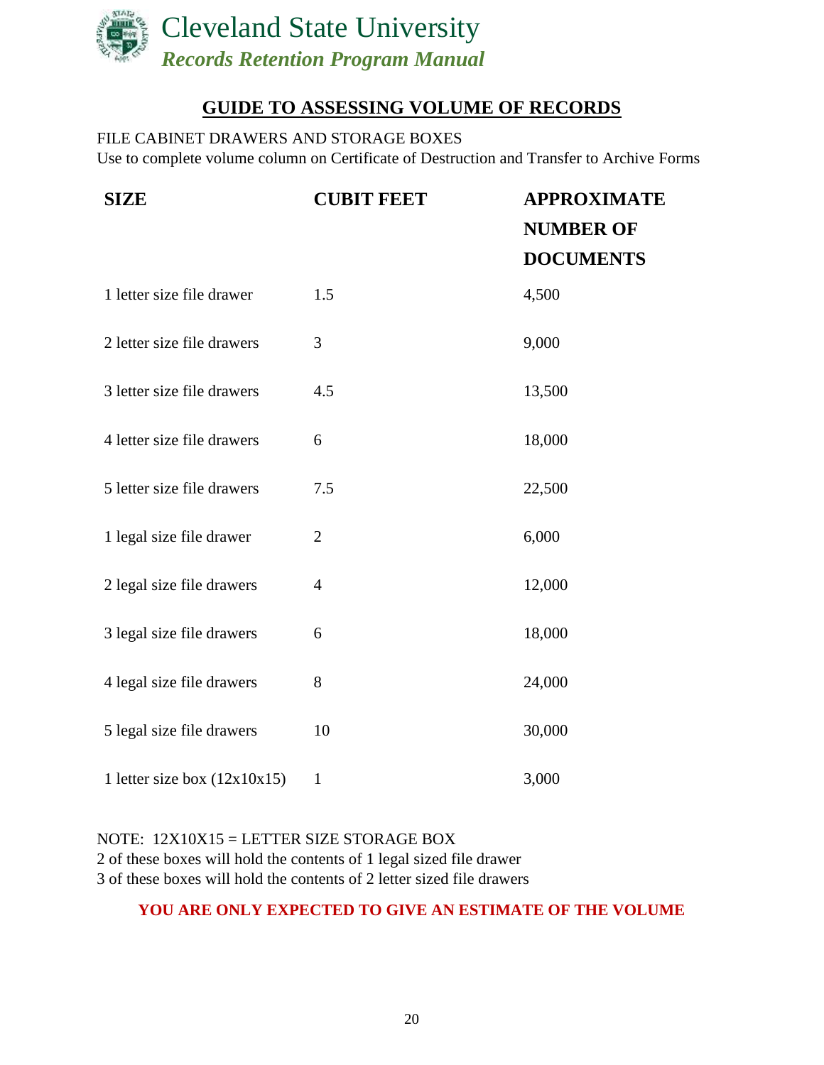## GUIDE TO ASSESSING VOLUME OF RECORDS

FILE CABINET DRAWERS AND STORAGE BOXES
Use to complete volume column on Certificate of Destruction and Transfer to Archive Forms

| SIZE | CUBIT FEET | APPROXIMATE NUMBER OF DOCUMENTS |
|---|---|---|
| 1 letter size file drawer | 1.5 | 4,500 |
| 2 letter size file drawers | 3 | 9,000 |
| 3 letter size file drawers | 4.5 | 13,500 |
| 4 letter size file drawers | 6 | 18,000 |
| 5 letter size file drawers | 7.5 | 22,500 |
| 1 legal size file drawer | 2 | 6,000 |
| 2 legal size file drawers | 4 | 12,000 |
| 3 legal size file drawers | 6 | 18,000 |
| 4 legal size file drawers | 8 | 24,000 |
| 5 legal size file drawers | 10 | 30,000 |
| 1 letter size box (12x10x15) | 1 | 3,000 |

NOTE: 12X10X15 = LETTER SIZE STORAGE BOX
2 of these boxes will hold the contents of 1 legal sized file drawer
3 of these boxes will hold the contents of 2 letter sized file drawers

**YOU ARE ONLY EXPECTED TO GIVE AN ESTIMATE OF THE VOLUME**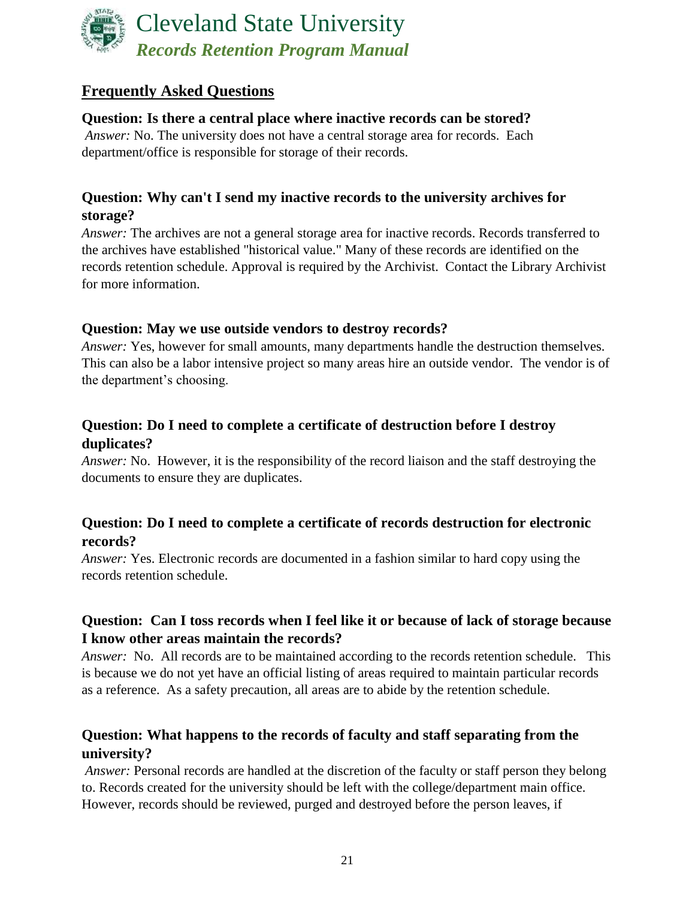## Frequently Asked Questions

**Question: Is there a central place where inactive records can be stored?**
*Answer:* No. The university does not have a central storage area for records. Each department/office is responsible for storage of their records.

**Question: Why can't I send my inactive records to the university archives for storage?**
*Answer:* The archives are not a general storage area for inactive records. Records transferred to the archives have established "historical value." Many of these records are identified on the records retention schedule. Approval is required by the Archivist. Contact the Library Archivist for more information.

**Question: May we use outside vendors to destroy records?**
*Answer:* Yes, however for small amounts, many departments handle the destruction themselves. This can also be a labor intensive project so many areas hire an outside vendor. The vendor is of the department's choosing.

**Question: Do I need to complete a certificate of destruction before I destroy duplicates?**
*Answer:* No. However, it is the responsibility of the record liaison and the staff destroying the documents to ensure they are duplicates.

**Question: Do I need to complete a certificate of records destruction for electronic records?**
*Answer:* Yes. Electronic records are documented in a fashion similar to hard copy using the records retention schedule.

**Question: Can I toss records when I feel like it or because of lack of storage because I know other areas maintain the records?**
*Answer:* No. All records are to be maintained according to the records retention schedule. This is because we do not yet have an official listing of areas required to maintain particular records as a reference. As a safety precaution, all areas are to abide by the retention schedule.

**Question: What happens to the records of faculty and staff separating from the university?**
*Answer:* Personal records are handled at the discretion of the faculty or staff person they belong to. Records created for the university should be left with the college/department main office. However, records should be reviewed, purged and destroyed before the person leaves, if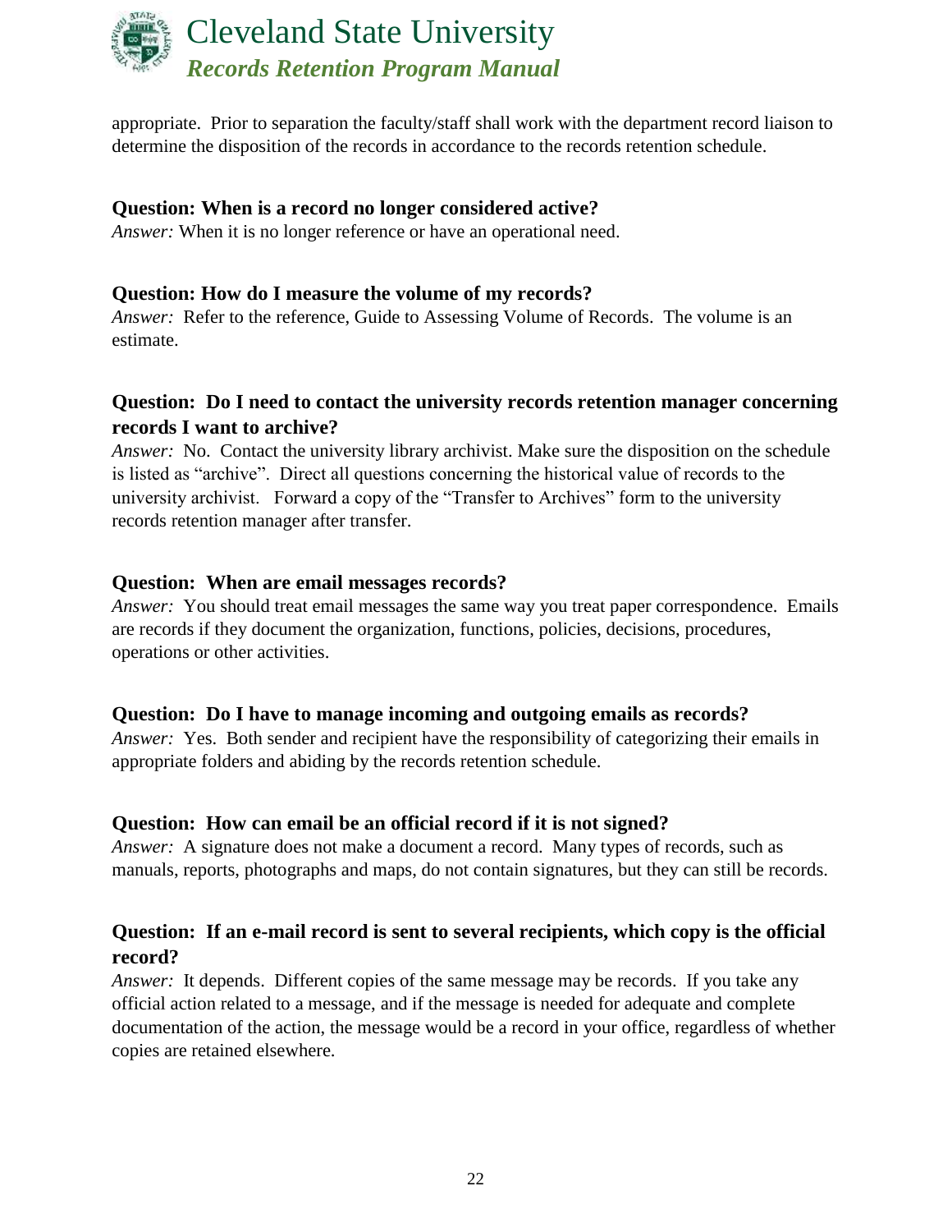appropriate. Prior to separation the faculty/staff shall work with the department record liaison to determine the disposition of the records in accordance to the records retention schedule.

**Question: When is a record no longer considered active?**
*Answer:* When it is no longer reference or have an operational need.

**Question: How do I measure the volume of my records?**
*Answer:* Refer to the reference, Guide to Assessing Volume of Records. The volume is an estimate.

**Question: Do I need to contact the university records retention manager concerning records I want to archive?**
*Answer:* No. Contact the university library archivist. Make sure the disposition on the schedule is listed as "archive". Direct all questions concerning the historical value of records to the university archivist. Forward a copy of the "Transfer to Archives" form to the university records retention manager after transfer.

**Question: When are email messages records?**
*Answer:* You should treat email messages the same way you treat paper correspondence. Emails are records if they document the organization, functions, policies, decisions, procedures, operations or other activities.

**Question: Do I have to manage incoming and outgoing emails as records?**
*Answer:* Yes. Both sender and recipient have the responsibility of categorizing their emails in appropriate folders and abiding by the records retention schedule.

**Question: How can email be an official record if it is not signed?**
*Answer:* A signature does not make a document a record. Many types of records, such as manuals, reports, photographs and maps, do not contain signatures, but they can still be records.

**Question: If an e-mail record is sent to several recipients, which copy is the official record?**
*Answer:* It depends. Different copies of the same message may be records. If you take any official action related to a message, and if the message is needed for adequate and complete documentation of the action, the message would be a record in your office, regardless of whether copies are retained elsewhere.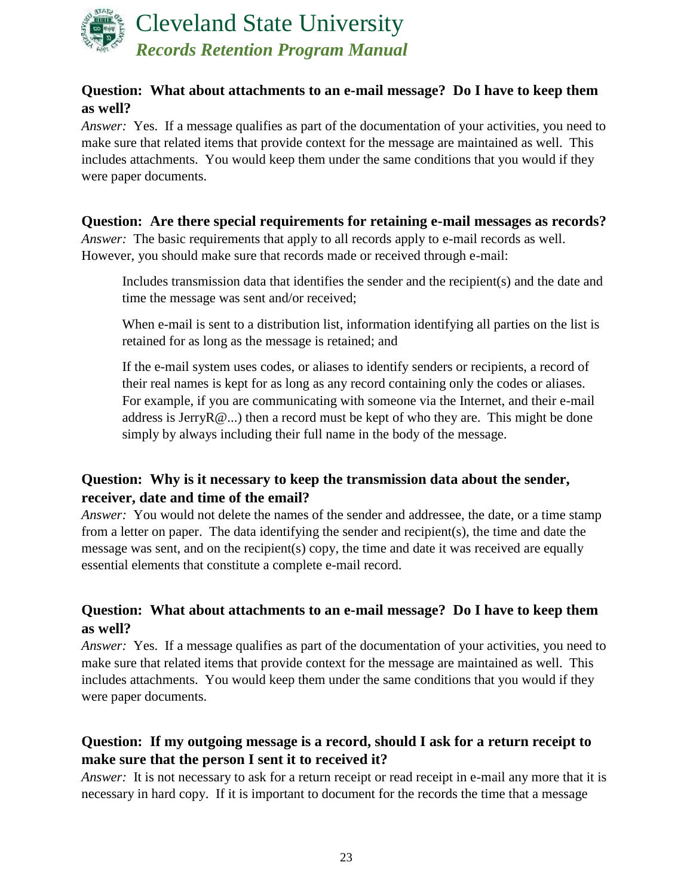**Question: What about attachments to an e-mail message? Do I have to keep them as well?**
*Answer:* Yes. If a message qualifies as part of the documentation of your activities, you need to make sure that related items that provide context for the message are maintained as well. This includes attachments. You would keep them under the same conditions that you would if they were paper documents.

**Question: Are there special requirements for retaining e-mail messages as records?**
*Answer:* The basic requirements that apply to all records apply to e-mail records as well. However, you should make sure that records made or received through e-mail:

> Includes transmission data that identifies the sender and the recipient(s) and the date and time the message was sent and/or received;
>
> When e-mail is sent to a distribution list, information identifying all parties on the list is retained for as long as the message is retained; and
>
> If the e-mail system uses codes, or aliases to identify senders or recipients, a record of their real names is kept for as long as any record containing only the codes or aliases. For example, if you are communicating with someone via the Internet, and their e-mail address is JerryR@...) then a record must be kept of who they are. This might be done simply by always including their full name in the body of the message.

**Question: Why is it necessary to keep the transmission data about the sender, receiver, date and time of the email?**
*Answer:* You would not delete the names of the sender and addressee, the date, or a time stamp from a letter on paper. The data identifying the sender and recipient(s), the time and date the message was sent, and on the recipient(s) copy, the time and date it was received are equally essential elements that constitute a complete e-mail record.

**Question: What about attachments to an e-mail message? Do I have to keep them as well?**
*Answer:* Yes. If a message qualifies as part of the documentation of your activities, you need to make sure that related items that provide context for the message are maintained as well. This includes attachments. You would keep them under the same conditions that you would if they were paper documents.

**Question: If my outgoing message is a record, should I ask for a return receipt to make sure that the person I sent it to received it?**
*Answer:* It is not necessary to ask for a return receipt or read receipt in e-mail any more that it is necessary in hard copy. If it is important to document for the records the time that a message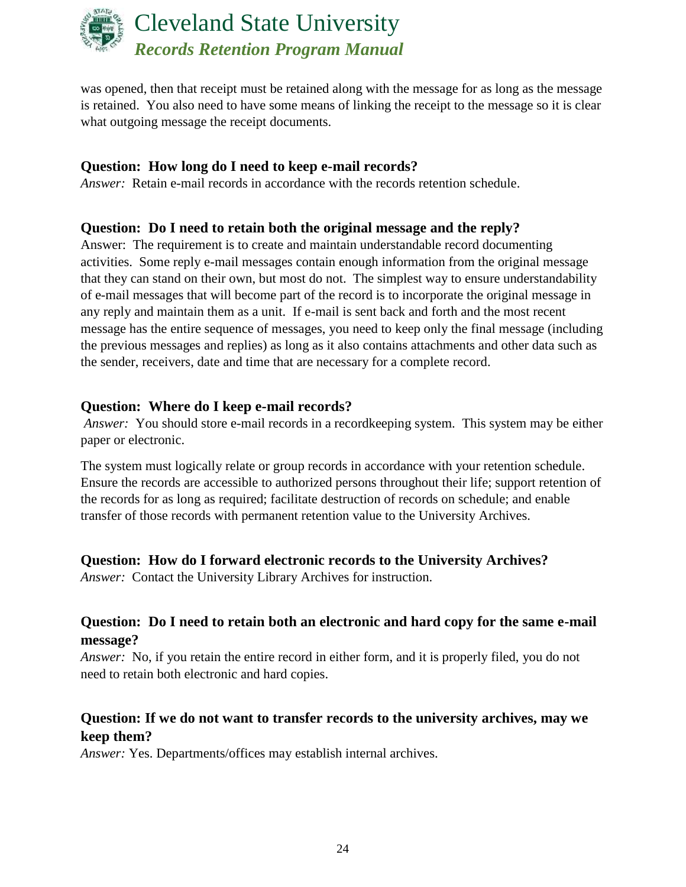was opened, then that receipt must be retained along with the message for as long as the message is retained. You also need to have some means of linking the receipt to the message so it is clear what outgoing message the receipt documents.

**Question: How long do I need to keep e-mail records?**
*Answer:* Retain e-mail records in accordance with the records retention schedule.

**Question: Do I need to retain both the original message and the reply?**
Answer: The requirement is to create and maintain understandable record documenting activities. Some reply e-mail messages contain enough information from the original message that they can stand on their own, but most do not. The simplest way to ensure understandability of e-mail messages that will become part of the record is to incorporate the original message in any reply and maintain them as a unit. If e-mail is sent back and forth and the most recent message has the entire sequence of messages, you need to keep only the final message (including the previous messages and replies) as long as it also contains attachments and other data such as the sender, receivers, date and time that are necessary for a complete record.

**Question: Where do I keep e-mail records?**
*Answer:* You should store e-mail records in a recordkeeping system. This system may be either paper or electronic.

The system must logically relate or group records in accordance with your retention schedule. Ensure the records are accessible to authorized persons throughout their life; support retention of the records for as long as required; facilitate destruction of records on schedule; and enable transfer of those records with permanent retention value to the University Archives.

**Question: How do I forward electronic records to the University Archives?**
*Answer:* Contact the University Library Archives for instruction.

**Question: Do I need to retain both an electronic and hard copy for the same e-mail message?**
*Answer:* No, if you retain the entire record in either form, and it is properly filed, you do not need to retain both electronic and hard copies.

**Question: If we do not want to transfer records to the university archives, may we keep them?**
*Answer:* Yes. Departments/offices may establish internal archives.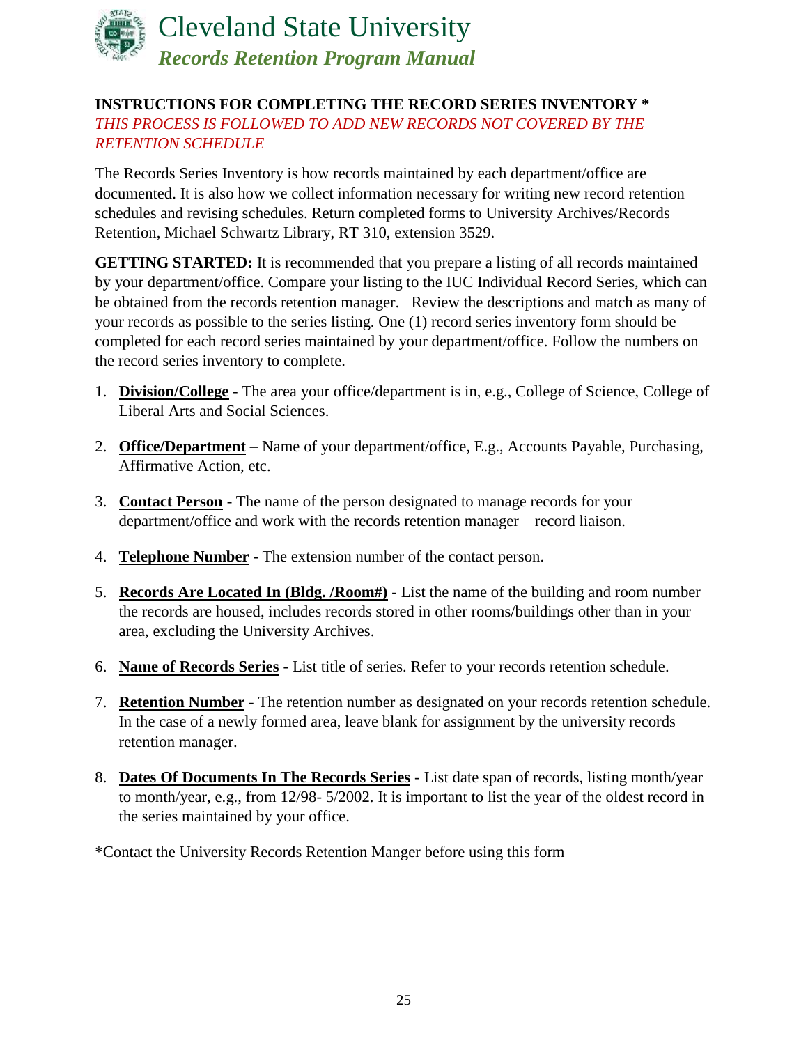**INSTRUCTIONS FOR COMPLETING THE RECORD SERIES INVENTORY ***

*THIS PROCESS IS FOLLOWED TO ADD NEW RECORDS NOT COVERED BY THE RETENTION SCHEDULE*

The Records Series Inventory is how records maintained by each department/office are documented. It is also how we collect information necessary for writing new record retention schedules and revising schedules. Return completed forms to University Archives/Records Retention, Michael Schwartz Library, RT 310, extension 3529.

**GETTING STARTED:** It is recommended that you prepare a listing of all records maintained by your department/office. Compare your listing to the IUC Individual Record Series, which can be obtained from the records retention manager. Review the descriptions and match as many of your records as possible to the series listing. One (1) record series inventory form should be completed for each record series maintained by your department/office. Follow the numbers on the record series inventory to complete.

1. **Division/College** - The area your office/department is in, e.g., College of Science, College of Liberal Arts and Social Sciences.
2. **Office/Department** – Name of your department/office, E.g., Accounts Payable, Purchasing, Affirmative Action, etc.
3. **Contact Person** - The name of the person designated to manage records for your department/office and work with the records retention manager – record liaison.
4. **Telephone Number** - The extension number of the contact person.
5. **Records Are Located In (Bldg. /Room#)** - List the name of the building and room number the records are housed, includes records stored in other rooms/buildings other than in your area, excluding the University Archives.
6. **Name of Records Series** - List title of series. Refer to your records retention schedule.
7. **Retention Number** - The retention number as designated on your records retention schedule. In the case of a newly formed area, leave blank for assignment by the university records retention manager.
8. **Dates Of Documents In The Records Series** - List date span of records, listing month/year to month/year, e.g., from 12/98- 5/2002. It is important to list the year of the oldest record in the series maintained by your office.

*Contact the University Records Retention Manger before using this form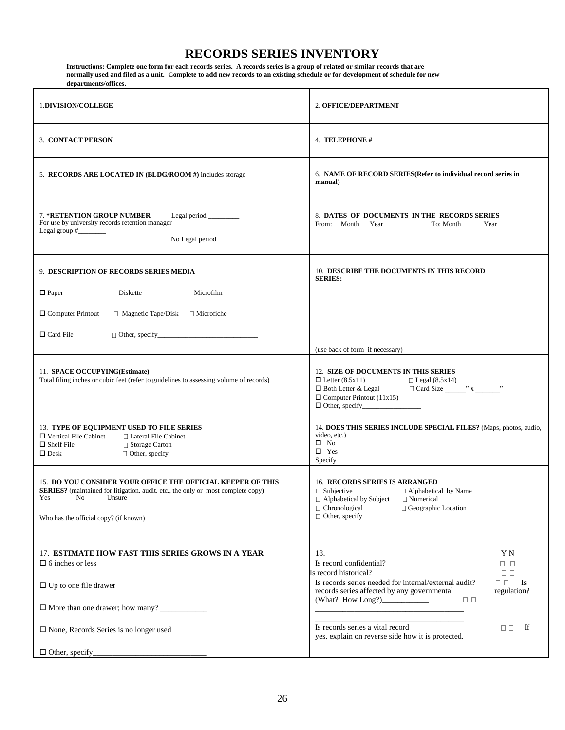# RECORDS SERIES INVENTORY

**Instructions: Complete one form for each records series. A records series is a group of related or similar records that are normally used and filed as a unit. Complete to add new records to an existing schedule or for development of schedule for new departments/offices.**

| | |
|---|---|
| 1.**DIVISION/COLLEGE** | 2. **OFFICE/DEPARTMENT** |
| 3. **CONTACT PERSON** | 4. **TELEPHONE #** |
| 5. **RECORDS ARE LOCATED IN (BLDG/ROOM #)** includes storage | 6. **NAME OF RECORD SERIES(Refer to individual record series in manual)** |
| 7. **\*RETENTION GROUP NUMBER** Legal period _________<br>For use by university records retention manager<br>Legal group #________<br>No Legal period______ | 8. **DATES OF DOCUMENTS IN THE RECORDS SERIES**<br>From: Month Year To: Month Year |
| 9. **DESCRIPTION OF RECORDS SERIES MEDIA**<br>☐ Paper ☐ Diskette ☐ Microfilm<br>☐ Computer Printout ☐ Magnetic Tape/Disk ☐ Microfiche<br>☐ Card File ☐ Other, specify____________________________ | 10. **DESCRIBE THE DOCUMENTS IN THIS RECORD SERIES:**<br><br>(use back of form if necessary) |
| 11. **SPACE OCCUPYING(Estimate)**<br>Total filing inches or cubic feet (refer to guidelines to assessing volume of records) | 12. **SIZE OF DOCUMENTS IN THIS SERIES**<br>☐ Letter (8.5x11) ☐ Legal (8.5x14)<br>☐ Both Letter & Legal ☐ Card Size ______" x _______"<br>☐ Computer Printout (11x15)<br>☐ Other, specify_________________ |
| 13. **TYPE OF EQUIPMENT USED TO FILE SERIES**<br>☐ Vertical File Cabinet ☐ Lateral File Cabinet<br>☐ Shelf File ☐ Storage Carton<br>☐ Desk ☐ Other, specify____________ | 14. **DOES THIS SERIES INCLUDE SPECIAL FILES?** (Maps, photos, audio, video, etc.)<br>☐ No<br>☐ Yes<br>Specify_________________________________________________ |
| 15. **DO YOU CONSIDER YOUR OFFICE THE OFFICIAL KEEPER OF THIS SERIES?** (maintained for litigation, audit, etc., the only or most complete copy)<br>Yes No Unsure<br><br>Who has the official copy? (if known) ________________________________________ | 16. **RECORDS SERIES IS ARRANGED**<br>☐ Subjective ☐ Alphabetical by Name<br>☐ Alphabetical by Subject ☐ Numerical<br>☐ Chronological ☐ Geographic Location<br>☐ Other, specify____________________________ |
| 17. **ESTIMATE HOW FAST THIS SERIES GROWS IN A YEAR**<br>☐ 6 inches or less<br>☐ Up to one file drawer<br>☐ More than one drawer; how many? ____________<br>☐ None, Records Series is no longer used<br>☐ Other, specify______________________________ | 18. Y N<br>Is record confidential? ☐ ☐<br>Is record historical? ☐ ☐<br>Is records series needed for internal/external audit? ☐ ☐<br>Is records series affected by any governmental regulation? (What? How Long?)____________ ☐ ☐<br>______________________________________<br>______________________________________<br>Is records series a vital record ☐ ☐ If yes, explain on reverse side how it is protected. |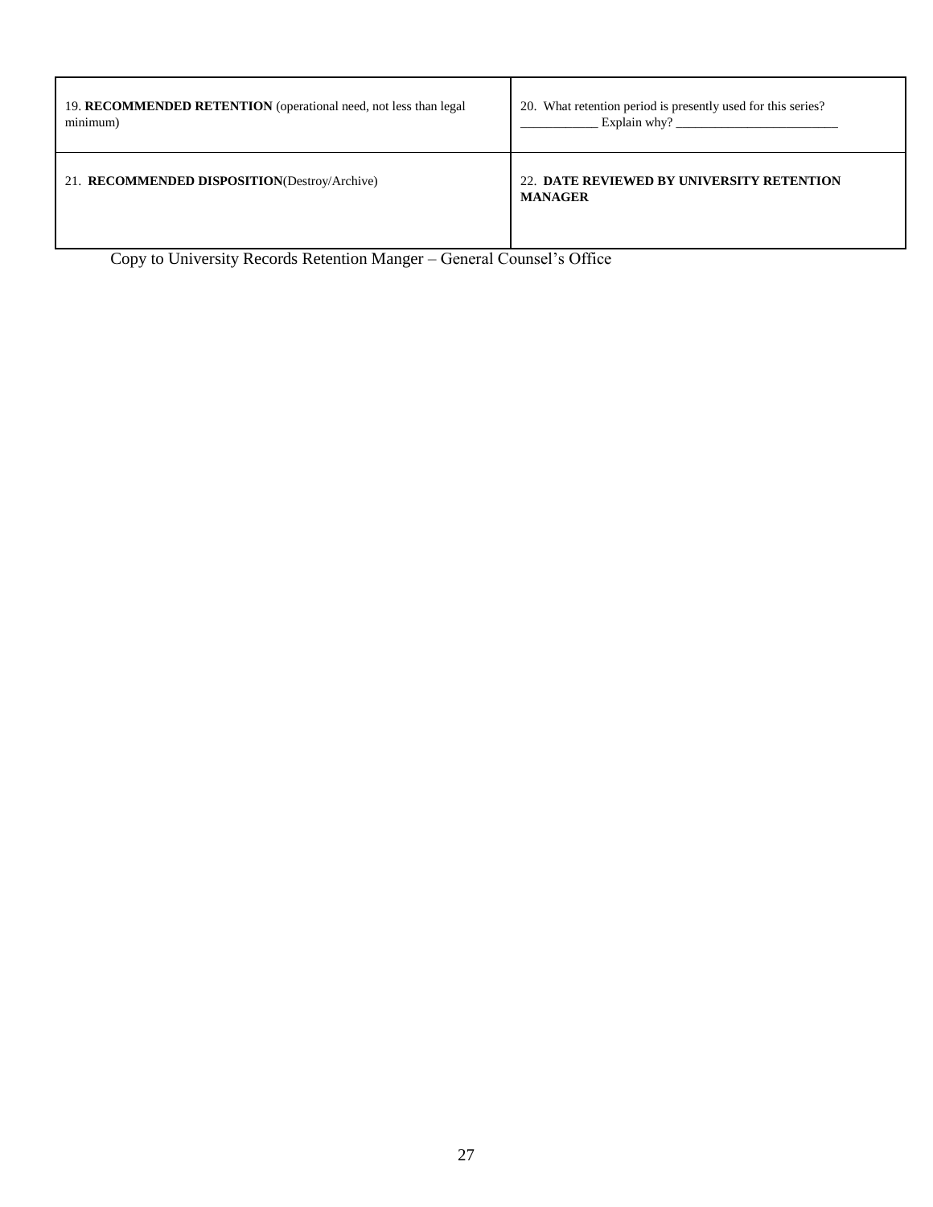| 19. **RECOMMENDED RETENTION** (operational need, not less than legal minimum) | 20. What retention period is presently used for this series? ____________ Explain why? _________________________ |
|---|---|
| 21. **RECOMMENDED DISPOSITION**(Destroy/Archive) | 22. **DATE REVIEWED BY UNIVERSITY RETENTION MANAGER** |

Copy to University Records Retention Manger – General Counsel's Office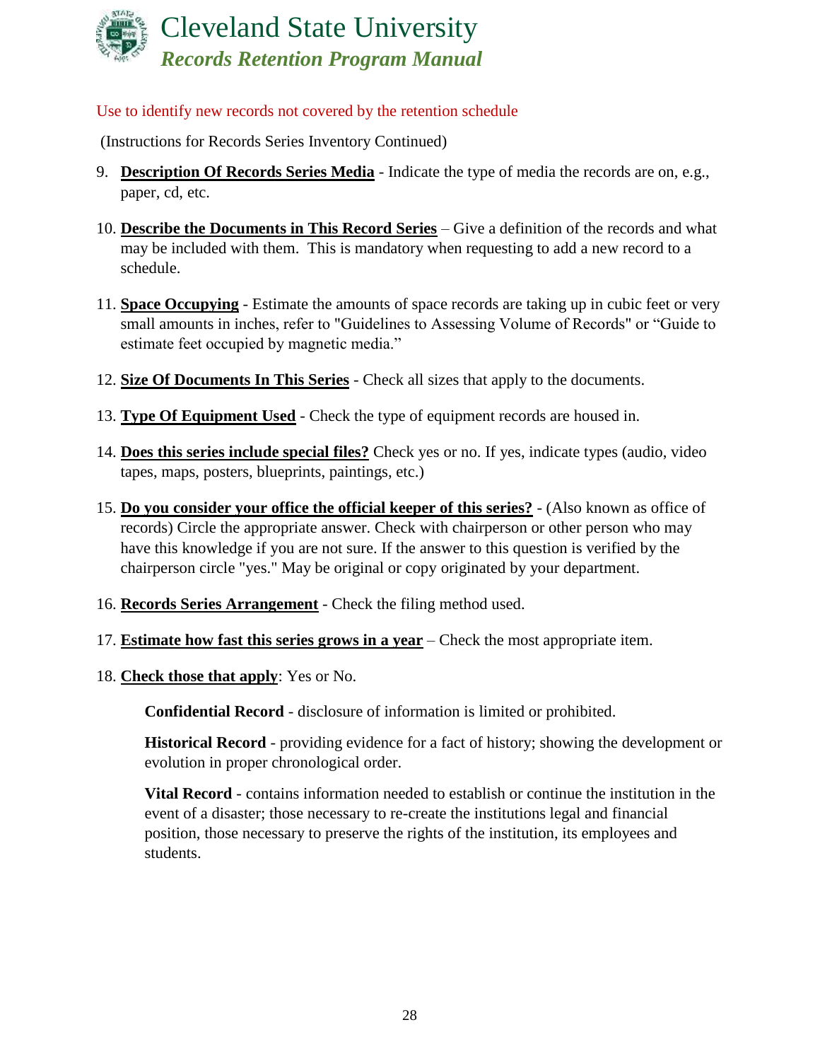Use to identify new records not covered by the retention schedule

(Instructions for Records Series Inventory Continued)

9. **Description Of Records Series Media** - Indicate the type of media the records are on, e.g., paper, cd, etc.

10. **Describe the Documents in This Record Series** – Give a definition of the records and what may be included with them. This is mandatory when requesting to add a new record to a schedule.

11. **Space Occupying** - Estimate the amounts of space records are taking up in cubic feet or very small amounts in inches, refer to "Guidelines to Assessing Volume of Records" or "Guide to estimate feet occupied by magnetic media."

12. **Size Of Documents In This Series** - Check all sizes that apply to the documents.

13. **Type Of Equipment Used** - Check the type of equipment records are housed in.

14. **Does this series include special files?** Check yes or no. If yes, indicate types (audio, video tapes, maps, posters, blueprints, paintings, etc.)

15. **Do you consider your office the official keeper of this series?** - (Also known as office of records) Circle the appropriate answer. Check with chairperson or other person who may have this knowledge if you are not sure. If the answer to this question is verified by the chairperson circle "yes." May be original or copy originated by your department.

16. **Records Series Arrangement** - Check the filing method used.

17. **Estimate how fast this series grows in a year** – Check the most appropriate item.

18. **Check those that apply**: Yes or No.

    **Confidential Record** - disclosure of information is limited or prohibited.

    **Historical Record** - providing evidence for a fact of history; showing the development or evolution in proper chronological order.

    **Vital Record** - contains information needed to establish or continue the institution in the event of a disaster; those necessary to re-create the institutions legal and financial position, those necessary to preserve the rights of the institution, its employees and students.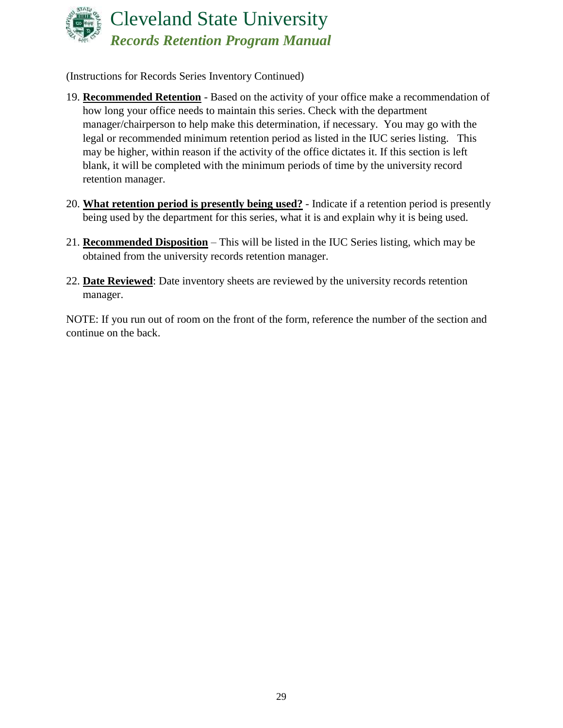(Instructions for Records Series Inventory Continued)

19. **Recommended Retention** - Based on the activity of your office make a recommendation of how long your office needs to maintain this series. Check with the department manager/chairperson to help make this determination, if necessary. You may go with the legal or recommended minimum retention period as listed in the IUC series listing. This may be higher, within reason if the activity of the office dictates it. If this section is left blank, it will be completed with the minimum periods of time by the university record retention manager.

20. **What retention period is presently being used?** - Indicate if a retention period is presently being used by the department for this series, what it is and explain why it is being used.

21. **Recommended Disposition** – This will be listed in the IUC Series listing, which may be obtained from the university records retention manager.

22. **Date Reviewed**: Date inventory sheets are reviewed by the university records retention manager.

NOTE: If you run out of room on the front of the form, reference the number of the section and continue on the back.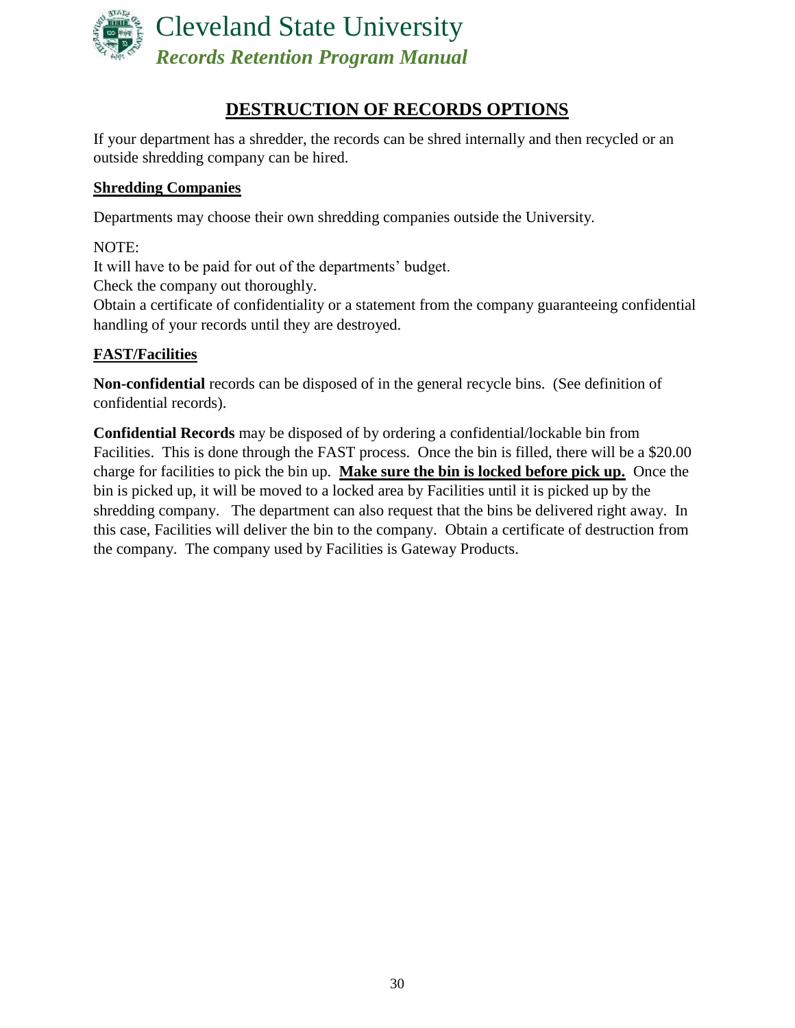# DESTRUCTION OF RECORDS OPTIONS

If your department has a shredder, the records can be shred internally and then recycled or an outside shredding company can be hired.

## Shredding Companies

Departments may choose their own shredding companies outside the University.

NOTE:
It will have to be paid for out of the departments' budget.
Check the company out thoroughly.
Obtain a certificate of confidentiality or a statement from the company guaranteeing confidential handling of your records until they are destroyed.

## FAST/Facilities

**Non-confidential** records can be disposed of in the general recycle bins. (See definition of confidential records).

**Confidential Records** may be disposed of by ordering a confidential/lockable bin from Facilities. This is done through the FAST process. Once the bin is filled, there will be a $20.00 charge for facilities to pick the bin up. **Make sure the bin is locked before pick up.** Once the bin is picked up, it will be moved to a locked area by Facilities until it is picked up by the shredding company. The department can also request that the bins be delivered right away. In this case, Facilities will deliver the bin to the company. Obtain a certificate of destruction from the company. The company used by Facilities is Gateway Products.